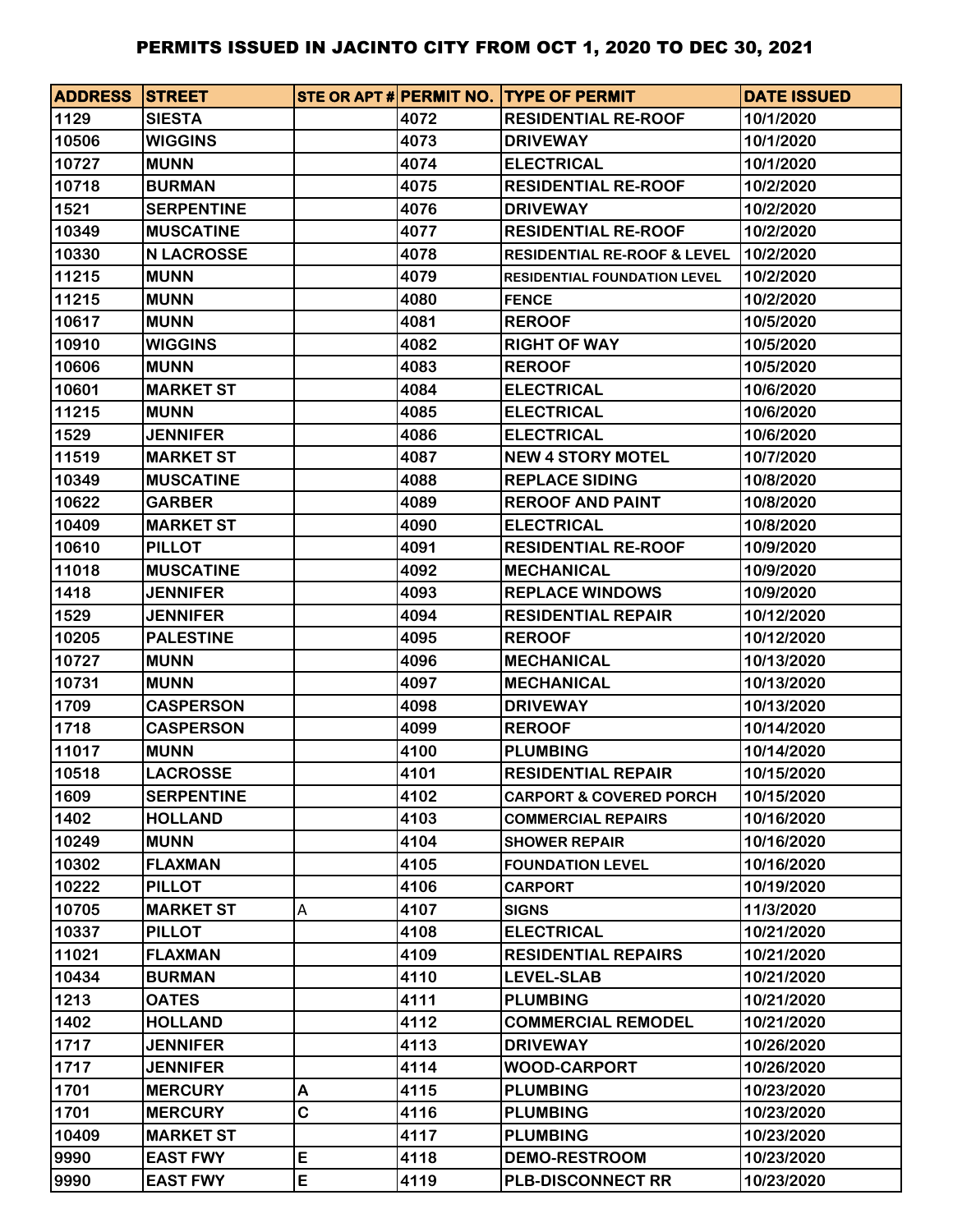# PERMITS ISSUED IN JACINTO CITY FROM OCT 1, 2020 TO DEC 30, 2021

| ADDRESS | STREET | STE OR APT # | PERMIT NO. | TYPE OF PERMIT | DATE ISSUED |
|---|---|---|---|---|---|
| 1129 | SIESTA | | 4072 | RESIDENTIAL RE-ROOF | 10/1/2020 |
| 10506 | WIGGINS | | 4073 | DRIVEWAY | 10/1/2020 |
| 10727 | MUNN | | 4074 | ELECTRICAL | 10/1/2020 |
| 10718 | BURMAN | | 4075 | RESIDENTIAL RE-ROOF | 10/2/2020 |
| 1521 | SERPENTINE | | 4076 | DRIVEWAY | 10/2/2020 |
| 10349 | MUSCATINE | | 4077 | RESIDENTIAL RE-ROOF | 10/2/2020 |
| 10330 | N LACROSSE | | 4078 | RESIDENTIAL RE-ROOF & LEVEL | 10/2/2020 |
| 11215 | MUNN | | 4079 | RESIDENTIAL FOUNDATION LEVEL | 10/2/2020 |
| 11215 | MUNN | | 4080 | FENCE | 10/2/2020 |
| 10617 | MUNN | | 4081 | REROOF | 10/5/2020 |
| 10910 | WIGGINS | | 4082 | RIGHT OF WAY | 10/5/2020 |
| 10606 | MUNN | | 4083 | REROOF | 10/5/2020 |
| 10601 | MARKET ST | | 4084 | ELECTRICAL | 10/6/2020 |
| 11215 | MUNN | | 4085 | ELECTRICAL | 10/6/2020 |
| 1529 | JENNIFER | | 4086 | ELECTRICAL | 10/6/2020 |
| 11519 | MARKET ST | | 4087 | NEW 4 STORY MOTEL | 10/7/2020 |
| 10349 | MUSCATINE | | 4088 | REPLACE SIDING | 10/8/2020 |
| 10622 | GARBER | | 4089 | REROOF AND PAINT | 10/8/2020 |
| 10409 | MARKET ST | | 4090 | ELECTRICAL | 10/8/2020 |
| 10610 | PILLOT | | 4091 | RESIDENTIAL RE-ROOF | 10/9/2020 |
| 11018 | MUSCATINE | | 4092 | MECHANICAL | 10/9/2020 |
| 1418 | JENNIFER | | 4093 | REPLACE WINDOWS | 10/9/2020 |
| 1529 | JENNIFER | | 4094 | RESIDENTIAL REPAIR | 10/12/2020 |
| 10205 | PALESTINE | | 4095 | REROOF | 10/12/2020 |
| 10727 | MUNN | | 4096 | MECHANICAL | 10/13/2020 |
| 10731 | MUNN | | 4097 | MECHANICAL | 10/13/2020 |
| 1709 | CASPERSON | | 4098 | DRIVEWAY | 10/13/2020 |
| 1718 | CASPERSON | | 4099 | REROOF | 10/14/2020 |
| 11017 | MUNN | | 4100 | PLUMBING | 10/14/2020 |
| 10518 | LACROSSE | | 4101 | RESIDENTIAL REPAIR | 10/15/2020 |
| 1609 | SERPENTINE | | 4102 | CARPORT & COVERED PORCH | 10/15/2020 |
| 1402 | HOLLAND | | 4103 | COMMERCIAL REPAIRS | 10/16/2020 |
| 10249 | MUNN | | 4104 | SHOWER REPAIR | 10/16/2020 |
| 10302 | FLAXMAN | | 4105 | FOUNDATION LEVEL | 10/16/2020 |
| 10222 | PILLOT | | 4106 | CARPORT | 10/19/2020 |
| 10705 | MARKET ST | A | 4107 | SIGNS | 11/3/2020 |
| 10337 | PILLOT | | 4108 | ELECTRICAL | 10/21/2020 |
| 11021 | FLAXMAN | | 4109 | RESIDENTIAL REPAIRS | 10/21/2020 |
| 10434 | BURMAN | | 4110 | LEVEL-SLAB | 10/21/2020 |
| 1213 | OATES | | 4111 | PLUMBING | 10/21/2020 |
| 1402 | HOLLAND | | 4112 | COMMERCIAL REMODEL | 10/21/2020 |
| 1717 | JENNIFER | | 4113 | DRIVEWAY | 10/26/2020 |
| 1717 | JENNIFER | | 4114 | WOOD-CARPORT | 10/26/2020 |
| 1701 | MERCURY | A | 4115 | PLUMBING | 10/23/2020 |
| 1701 | MERCURY | C | 4116 | PLUMBING | 10/23/2020 |
| 10409 | MARKET ST | | 4117 | PLUMBING | 10/23/2020 |
| 9990 | EAST FWY | E | 4118 | DEMO-RESTROOM | 10/23/2020 |
| 9990 | EAST FWY | E | 4119 | PLB-DISCONNECT RR | 10/23/2020 |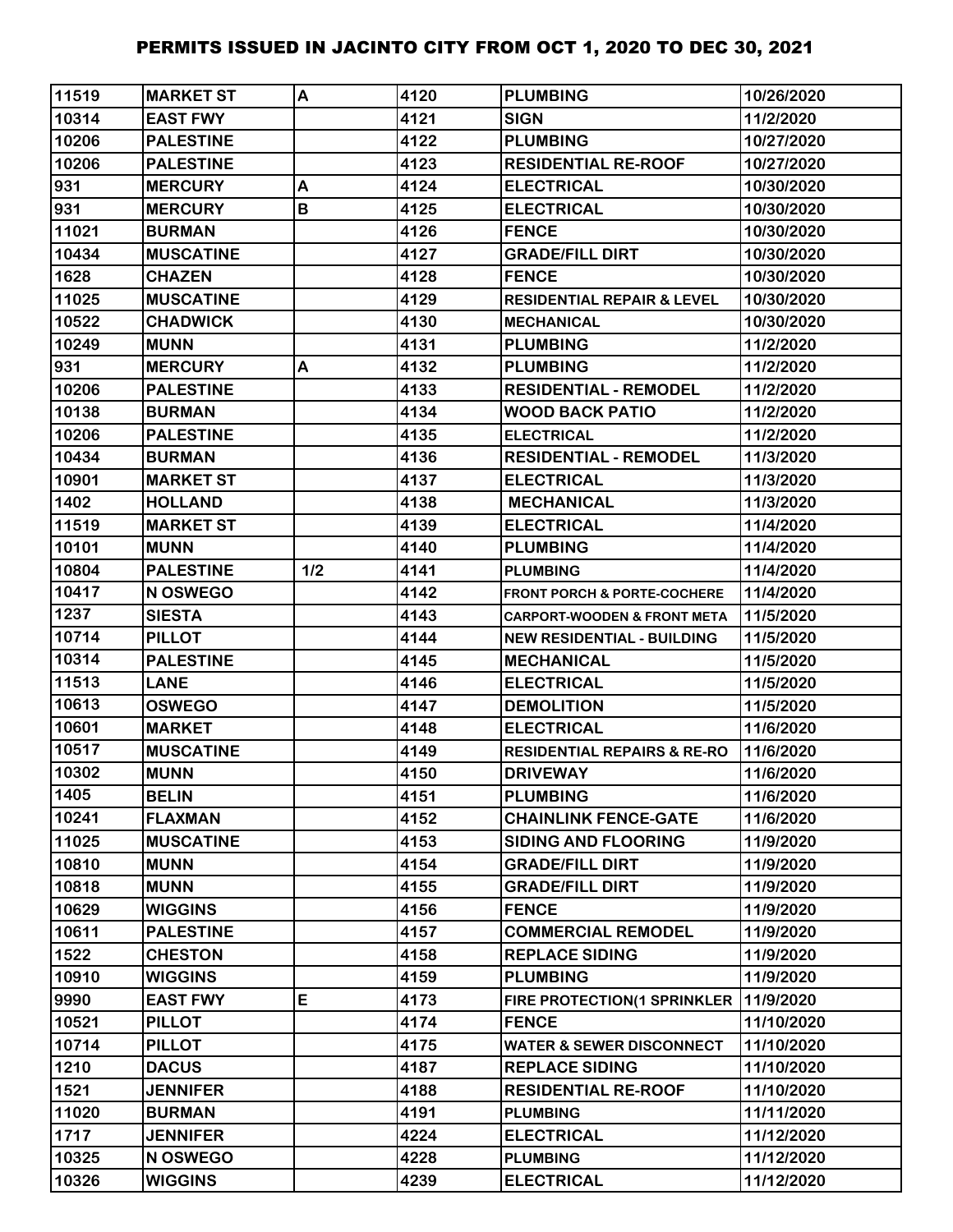# PERMITS ISSUED IN JACINTO CITY FROM OCT 1, 2020 TO DEC 30, 2021

| | | | | | |
|---|---|---|---|---|---|
| 11519 | MARKET ST | A | 4120 | PLUMBING | 10/26/2020 |
| 10314 | EAST FWY | | 4121 | SIGN | 11/2/2020 |
| 10206 | PALESTINE | | 4122 | PLUMBING | 10/27/2020 |
| 10206 | PALESTINE | | 4123 | RESIDENTIAL RE-ROOF | 10/27/2020 |
| 931 | MERCURY | A | 4124 | ELECTRICAL | 10/30/2020 |
| 931 | MERCURY | B | 4125 | ELECTRICAL | 10/30/2020 |
| 11021 | BURMAN | | 4126 | FENCE | 10/30/2020 |
| 10434 | MUSCATINE | | 4127 | GRADE/FILL DIRT | 10/30/2020 |
| 1628 | CHAZEN | | 4128 | FENCE | 10/30/2020 |
| 11025 | MUSCATINE | | 4129 | RESIDENTIAL REPAIR & LEVEL | 10/30/2020 |
| 10522 | CHADWICK | | 4130 | MECHANICAL | 10/30/2020 |
| 10249 | MUNN | | 4131 | PLUMBING | 11/2/2020 |
| 931 | MERCURY | A | 4132 | PLUMBING | 11/2/2020 |
| 10206 | PALESTINE | | 4133 | RESIDENTIAL - REMODEL | 11/2/2020 |
| 10138 | BURMAN | | 4134 | WOOD BACK PATIO | 11/2/2020 |
| 10206 | PALESTINE | | 4135 | ELECTRICAL | 11/2/2020 |
| 10434 | BURMAN | | 4136 | RESIDENTIAL - REMODEL | 11/3/2020 |
| 10901 | MARKET ST | | 4137 | ELECTRICAL | 11/3/2020 |
| 1402 | HOLLAND | | 4138 | MECHANICAL | 11/3/2020 |
| 11519 | MARKET ST | | 4139 | ELECTRICAL | 11/4/2020 |
| 10101 | MUNN | | 4140 | PLUMBING | 11/4/2020 |
| 10804 | PALESTINE | 1/2 | 4141 | PLUMBING | 11/4/2020 |
| 10417 | N OSWEGO | | 4142 | FRONT PORCH & PORTE-COCHERE | 11/4/2020 |
| 1237 | SIESTA | | 4143 | CARPORT-WOODEN & FRONT META | 11/5/2020 |
| 10714 | PILLOT | | 4144 | NEW RESIDENTIAL - BUILDING | 11/5/2020 |
| 10314 | PALESTINE | | 4145 | MECHANICAL | 11/5/2020 |
| 11513 | LANE | | 4146 | ELECTRICAL | 11/5/2020 |
| 10613 | OSWEGO | | 4147 | DEMOLITION | 11/5/2020 |
| 10601 | MARKET | | 4148 | ELECTRICAL | 11/6/2020 |
| 10517 | MUSCATINE | | 4149 | RESIDENTIAL REPAIRS & RE-RO | 11/6/2020 |
| 10302 | MUNN | | 4150 | DRIVEWAY | 11/6/2020 |
| 1405 | BELIN | | 4151 | PLUMBING | 11/6/2020 |
| 10241 | FLAXMAN | | 4152 | CHAINLINK FENCE-GATE | 11/6/2020 |
| 11025 | MUSCATINE | | 4153 | SIDING AND FLOORING | 11/9/2020 |
| 10810 | MUNN | | 4154 | GRADE/FILL DIRT | 11/9/2020 |
| 10818 | MUNN | | 4155 | GRADE/FILL DIRT | 11/9/2020 |
| 10629 | WIGGINS | | 4156 | FENCE | 11/9/2020 |
| 10611 | PALESTINE | | 4157 | COMMERCIAL REMODEL | 11/9/2020 |
| 1522 | CHESTON | | 4158 | REPLACE SIDING | 11/9/2020 |
| 10910 | WIGGINS | | 4159 | PLUMBING | 11/9/2020 |
| 9990 | EAST FWY | E | 4173 | FIRE PROTECTION(1 SPRINKLER | 11/9/2020 |
| 10521 | PILLOT | | 4174 | FENCE | 11/10/2020 |
| 10714 | PILLOT | | 4175 | WATER & SEWER DISCONNECT | 11/10/2020 |
| 1210 | DACUS | | 4187 | REPLACE SIDING | 11/10/2020 |
| 1521 | JENNIFER | | 4188 | RESIDENTIAL RE-ROOF | 11/10/2020 |
| 11020 | BURMAN | | 4191 | PLUMBING | 11/11/2020 |
| 1717 | JENNIFER | | 4224 | ELECTRICAL | 11/12/2020 |
| 10325 | N OSWEGO | | 4228 | PLUMBING | 11/12/2020 |
| 10326 | WIGGINS | | 4239 | ELECTRICAL | 11/12/2020 |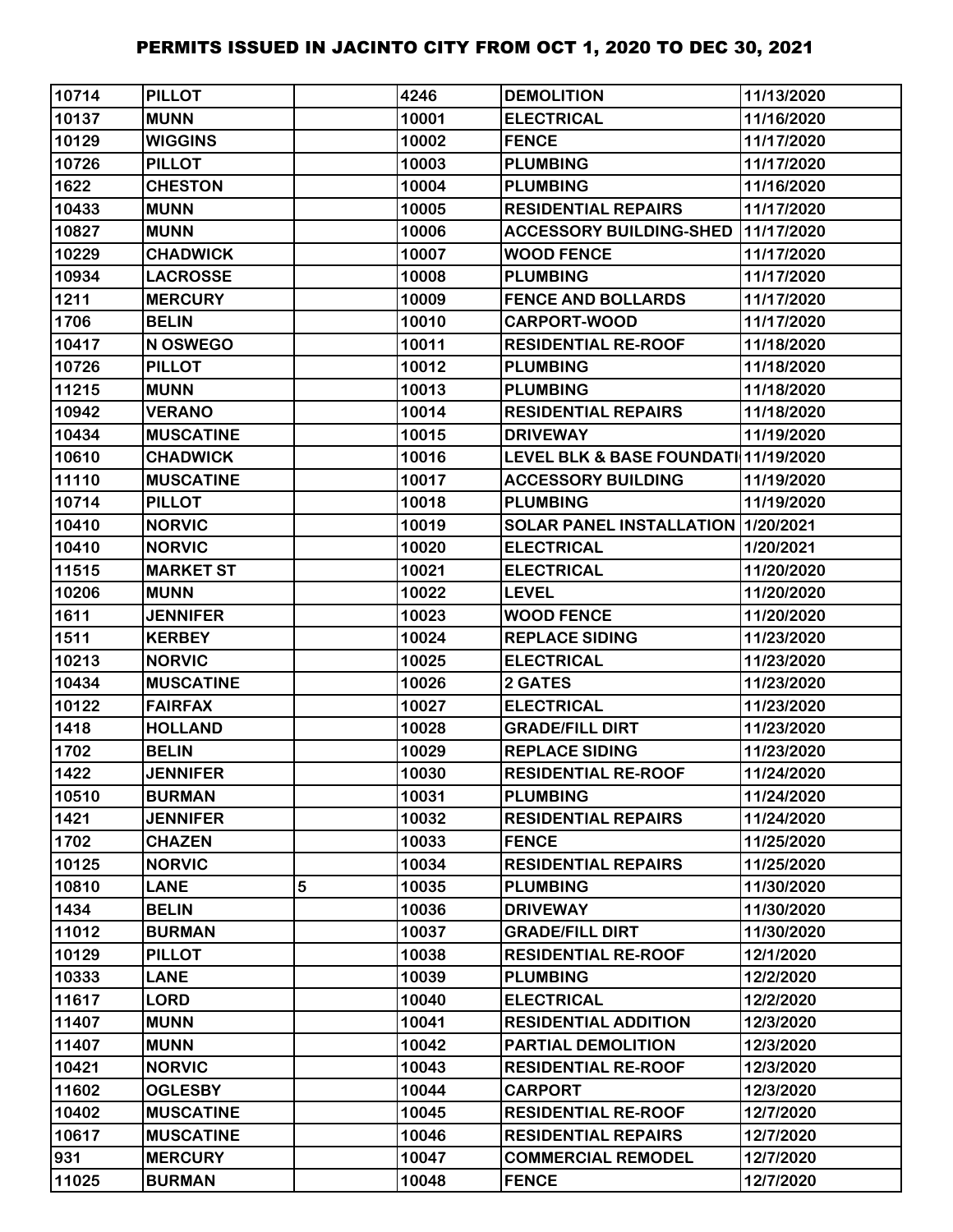# PERMITS ISSUED IN JACINTO CITY FROM OCT 1, 2020 TO DEC 30, 2021

| | | | | | |
|---|---|---|---|---|---|
| 10714 | PILLOT | | 4246 | DEMOLITION | 11/13/2020 |
| 10137 | MUNN | | 10001 | ELECTRICAL | 11/16/2020 |
| 10129 | WIGGINS | | 10002 | FENCE | 11/17/2020 |
| 10726 | PILLOT | | 10003 | PLUMBING | 11/17/2020 |
| 1622 | CHESTON | | 10004 | PLUMBING | 11/16/2020 |
| 10433 | MUNN | | 10005 | RESIDENTIAL REPAIRS | 11/17/2020 |
| 10827 | MUNN | | 10006 | ACCESSORY BUILDING-SHED | 11/17/2020 |
| 10229 | CHADWICK | | 10007 | WOOD FENCE | 11/17/2020 |
| 10934 | LACROSSE | | 10008 | PLUMBING | 11/17/2020 |
| 1211 | MERCURY | | 10009 | FENCE AND BOLLARDS | 11/17/2020 |
| 1706 | BELIN | | 10010 | CARPORT-WOOD | 11/17/2020 |
| 10417 | N OSWEGO | | 10011 | RESIDENTIAL RE-ROOF | 11/18/2020 |
| 10726 | PILLOT | | 10012 | PLUMBING | 11/18/2020 |
| 11215 | MUNN | | 10013 | PLUMBING | 11/18/2020 |
| 10942 | VERANO | | 10014 | RESIDENTIAL REPAIRS | 11/18/2020 |
| 10434 | MUSCATINE | | 10015 | DRIVEWAY | 11/19/2020 |
| 10610 | CHADWICK | | 10016 | LEVEL BLK & BASE FOUNDATI | 11/19/2020 |
| 11110 | MUSCATINE | | 10017 | ACCESSORY BUILDING | 11/19/2020 |
| 10714 | PILLOT | | 10018 | PLUMBING | 11/19/2020 |
| 10410 | NORVIC | | 10019 | SOLAR PANEL INSTALLATION | 1/20/2021 |
| 10410 | NORVIC | | 10020 | ELECTRICAL | 1/20/2021 |
| 11515 | MARKET ST | | 10021 | ELECTRICAL | 11/20/2020 |
| 10206 | MUNN | | 10022 | LEVEL | 11/20/2020 |
| 1611 | JENNIFER | | 10023 | WOOD FENCE | 11/20/2020 |
| 1511 | KERBEY | | 10024 | REPLACE SIDING | 11/23/2020 |
| 10213 | NORVIC | | 10025 | ELECTRICAL | 11/23/2020 |
| 10434 | MUSCATINE | | 10026 | 2 GATES | 11/23/2020 |
| 10122 | FAIRFAX | | 10027 | ELECTRICAL | 11/23/2020 |
| 1418 | HOLLAND | | 10028 | GRADE/FILL DIRT | 11/23/2020 |
| 1702 | BELIN | | 10029 | REPLACE SIDING | 11/23/2020 |
| 1422 | JENNIFER | | 10030 | RESIDENTIAL RE-ROOF | 11/24/2020 |
| 10510 | BURMAN | | 10031 | PLUMBING | 11/24/2020 |
| 1421 | JENNIFER | | 10032 | RESIDENTIAL REPAIRS | 11/24/2020 |
| 1702 | CHAZEN | | 10033 | FENCE | 11/25/2020 |
| 10125 | NORVIC | | 10034 | RESIDENTIAL REPAIRS | 11/25/2020 |
| 10810 | LANE | 5 | 10035 | PLUMBING | 11/30/2020 |
| 1434 | BELIN | | 10036 | DRIVEWAY | 11/30/2020 |
| 11012 | BURMAN | | 10037 | GRADE/FILL DIRT | 11/30/2020 |
| 10129 | PILLOT | | 10038 | RESIDENTIAL RE-ROOF | 12/1/2020 |
| 10333 | LANE | | 10039 | PLUMBING | 12/2/2020 |
| 11617 | LORD | | 10040 | ELECTRICAL | 12/2/2020 |
| 11407 | MUNN | | 10041 | RESIDENTIAL ADDITION | 12/3/2020 |
| 11407 | MUNN | | 10042 | PARTIAL DEMOLITION | 12/3/2020 |
| 10421 | NORVIC | | 10043 | RESIDENTIAL RE-ROOF | 12/3/2020 |
| 11602 | OGLESBY | | 10044 | CARPORT | 12/3/2020 |
| 10402 | MUSCATINE | | 10045 | RESIDENTIAL RE-ROOF | 12/7/2020 |
| 10617 | MUSCATINE | | 10046 | RESIDENTIAL REPAIRS | 12/7/2020 |
| 931 | MERCURY | | 10047 | COMMERCIAL REMODEL | 12/7/2020 |
| 11025 | BURMAN | | 10048 | FENCE | 12/7/2020 |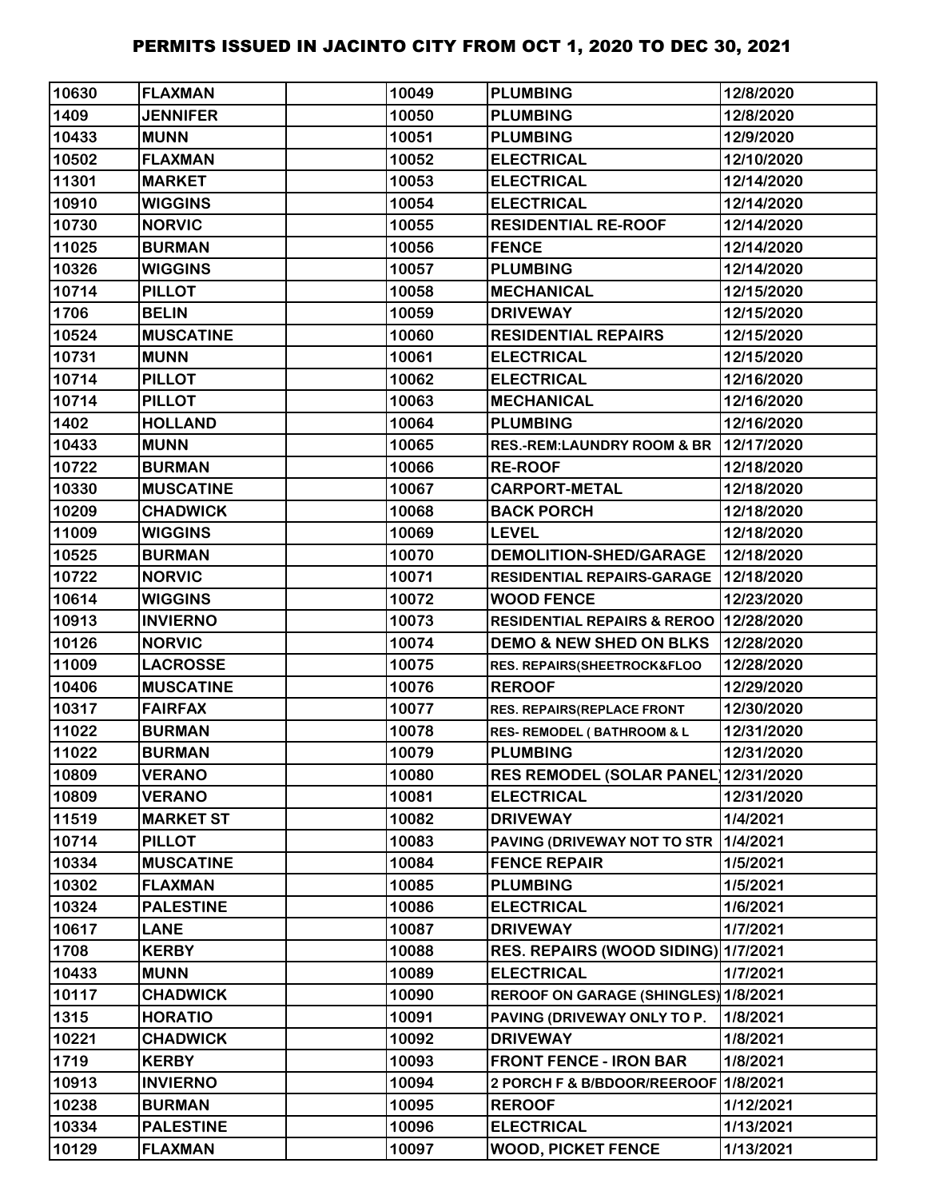| | | | | | |
|---|---|---|---|---|---|
| 10630 | FLAXMAN | | 10049 | PLUMBING | 12/8/2020 |
| 1409 | JENNIFER | | 10050 | PLUMBING | 12/8/2020 |
| 10433 | MUNN | | 10051 | PLUMBING | 12/9/2020 |
| 10502 | FLAXMAN | | 10052 | ELECTRICAL | 12/10/2020 |
| 11301 | MARKET | | 10053 | ELECTRICAL | 12/14/2020 |
| 10910 | WIGGINS | | 10054 | ELECTRICAL | 12/14/2020 |
| 10730 | NORVIC | | 10055 | RESIDENTIAL RE-ROOF | 12/14/2020 |
| 11025 | BURMAN | | 10056 | FENCE | 12/14/2020 |
| 10326 | WIGGINS | | 10057 | PLUMBING | 12/14/2020 |
| 10714 | PILLOT | | 10058 | MECHANICAL | 12/15/2020 |
| 1706 | BELIN | | 10059 | DRIVEWAY | 12/15/2020 |
| 10524 | MUSCATINE | | 10060 | RESIDENTIAL REPAIRS | 12/15/2020 |
| 10731 | MUNN | | 10061 | ELECTRICAL | 12/15/2020 |
| 10714 | PILLOT | | 10062 | ELECTRICAL | 12/16/2020 |
| 10714 | PILLOT | | 10063 | MECHANICAL | 12/16/2020 |
| 1402 | HOLLAND | | 10064 | PLUMBING | 12/16/2020 |
| 10433 | MUNN | | 10065 | RES.-REM:LAUNDRY ROOM & BR | 12/17/2020 |
| 10722 | BURMAN | | 10066 | RE-ROOF | 12/18/2020 |
| 10330 | MUSCATINE | | 10067 | CARPORT-METAL | 12/18/2020 |
| 10209 | CHADWICK | | 10068 | BACK PORCH | 12/18/2020 |
| 11009 | WIGGINS | | 10069 | LEVEL | 12/18/2020 |
| 10525 | BURMAN | | 10070 | DEMOLITION-SHED/GARAGE | 12/18/2020 |
| 10722 | NORVIC | | 10071 | RESIDENTIAL REPAIRS-GARAGE | 12/18/2020 |
| 10614 | WIGGINS | | 10072 | WOOD FENCE | 12/23/2020 |
| 10913 | INVIERNO | | 10073 | RESIDENTIAL REPAIRS & REROO | 12/28/2020 |
| 10126 | NORVIC | | 10074 | DEMO & NEW SHED ON BLKS | 12/28/2020 |
| 11009 | LACROSSE | | 10075 | RES. REPAIRS(SHEETROCK&FLOO | 12/28/2020 |
| 10406 | MUSCATINE | | 10076 | REROOF | 12/29/2020 |
| 10317 | FAIRFAX | | 10077 | RES. REPAIRS(REPLACE FRONT | 12/30/2020 |
| 11022 | BURMAN | | 10078 | RES- REMODEL ( BATHROOM & L | 12/31/2020 |
| 11022 | BURMAN | | 10079 | PLUMBING | 12/31/2020 |
| 10809 | VERANO | | 10080 | RES REMODEL (SOLAR PANEL) | 12/31/2020 |
| 10809 | VERANO | | 10081 | ELECTRICAL | 12/31/2020 |
| 11519 | MARKET ST | | 10082 | DRIVEWAY | 1/4/2021 |
| 10714 | PILLOT | | 10083 | PAVING (DRIVEWAY NOT TO STR | 1/4/2021 |
| 10334 | MUSCATINE | | 10084 | FENCE REPAIR | 1/5/2021 |
| 10302 | FLAXMAN | | 10085 | PLUMBING | 1/5/2021 |
| 10324 | PALESTINE | | 10086 | ELECTRICAL | 1/6/2021 |
| 10617 | LANE | | 10087 | DRIVEWAY | 1/7/2021 |
| 1708 | KERBY | | 10088 | RES. REPAIRS (WOOD SIDING) | 1/7/2021 |
| 10433 | MUNN | | 10089 | ELECTRICAL | 1/7/2021 |
| 10117 | CHADWICK | | 10090 | REROOF ON GARAGE (SHINGLES) | 1/8/2021 |
| 1315 | HORATIO | | 10091 | PAVING (DRIVEWAY ONLY TO P. | 1/8/2021 |
| 10221 | CHADWICK | | 10092 | DRIVEWAY | 1/8/2021 |
| 1719 | KERBY | | 10093 | FRONT FENCE - IRON BAR | 1/8/2021 |
| 10913 | INVIERNO | | 10094 | 2 PORCH F & B/BDOOR/REEROOF | 1/8/2021 |
| 10238 | BURMAN | | 10095 | REROOF | 1/12/2021 |
| 10334 | PALESTINE | | 10096 | ELECTRICAL | 1/13/2021 |
| 10129 | FLAXMAN | | 10097 | WOOD, PICKET FENCE | 1/13/2021 |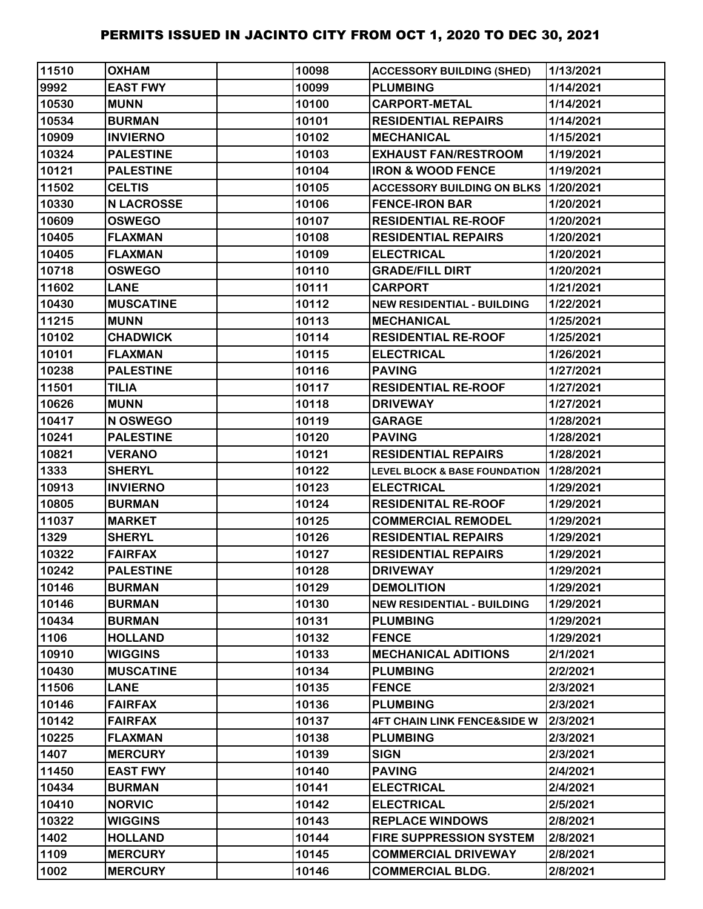# PERMITS ISSUED IN JACINTO CITY FROM OCT 1, 2020 TO DEC 30, 2021

| | | | | | |
|---|---|---|---|---|---|
| 11510 | OXHAM | | 10098 | ACCESSORY BUILDING (SHED) | 1/13/2021 |
| 9992 | EAST FWY | | 10099 | PLUMBING | 1/14/2021 |
| 10530 | MUNN | | 10100 | CARPORT-METAL | 1/14/2021 |
| 10534 | BURMAN | | 10101 | RESIDENTIAL REPAIRS | 1/14/2021 |
| 10909 | INVIERNO | | 10102 | MECHANICAL | 1/15/2021 |
| 10324 | PALESTINE | | 10103 | EXHAUST FAN/RESTROOM | 1/19/2021 |
| 10121 | PALESTINE | | 10104 | IRON & WOOD FENCE | 1/19/2021 |
| 11502 | CELTIS | | 10105 | ACCESSORY BUILDING ON BLKS | 1/20/2021 |
| 10330 | N LACROSSE | | 10106 | FENCE-IRON BAR | 1/20/2021 |
| 10609 | OSWEGO | | 10107 | RESIDENTIAL RE-ROOF | 1/20/2021 |
| 10405 | FLAXMAN | | 10108 | RESIDENTIAL REPAIRS | 1/20/2021 |
| 10405 | FLAXMAN | | 10109 | ELECTRICAL | 1/20/2021 |
| 10718 | OSWEGO | | 10110 | GRADE/FILL DIRT | 1/20/2021 |
| 11602 | LANE | | 10111 | CARPORT | 1/21/2021 |
| 10430 | MUSCATINE | | 10112 | NEW RESIDENTIAL - BUILDING | 1/22/2021 |
| 11215 | MUNN | | 10113 | MECHANICAL | 1/25/2021 |
| 10102 | CHADWICK | | 10114 | RESIDENTIAL RE-ROOF | 1/25/2021 |
| 10101 | FLAXMAN | | 10115 | ELECTRICAL | 1/26/2021 |
| 10238 | PALESTINE | | 10116 | PAVING | 1/27/2021 |
| 11501 | TILIA | | 10117 | RESIDENTIAL RE-ROOF | 1/27/2021 |
| 10626 | MUNN | | 10118 | DRIVEWAY | 1/27/2021 |
| 10417 | N OSWEGO | | 10119 | GARAGE | 1/28/2021 |
| 10241 | PALESTINE | | 10120 | PAVING | 1/28/2021 |
| 10821 | VERANO | | 10121 | RESIDENTIAL REPAIRS | 1/28/2021 |
| 1333 | SHERYL | | 10122 | LEVEL BLOCK & BASE FOUNDATION | 1/28/2021 |
| 10913 | INVIERNO | | 10123 | ELECTRICAL | 1/29/2021 |
| 10805 | BURMAN | | 10124 | RESIDENITAL RE-ROOF | 1/29/2021 |
| 11037 | MARKET | | 10125 | COMMERCIAL REMODEL | 1/29/2021 |
| 1329 | SHERYL | | 10126 | RESIDENTIAL REPAIRS | 1/29/2021 |
| 10322 | FAIRFAX | | 10127 | RESIDENTIAL REPAIRS | 1/29/2021 |
| 10242 | PALESTINE | | 10128 | DRIVEWAY | 1/29/2021 |
| 10146 | BURMAN | | 10129 | DEMOLITION | 1/29/2021 |
| 10146 | BURMAN | | 10130 | NEW RESIDENTIAL - BUILDING | 1/29/2021 |
| 10434 | BURMAN | | 10131 | PLUMBING | 1/29/2021 |
| 1106 | HOLLAND | | 10132 | FENCE | 1/29/2021 |
| 10910 | WIGGINS | | 10133 | MECHANICAL ADITIONS | 2/1/2021 |
| 10430 | MUSCATINE | | 10134 | PLUMBING | 2/2/2021 |
| 11506 | LANE | | 10135 | FENCE | 2/3/2021 |
| 10146 | FAIRFAX | | 10136 | PLUMBING | 2/3/2021 |
| 10142 | FAIRFAX | | 10137 | 4FT CHAIN LINK FENCE&SIDE W | 2/3/2021 |
| 10225 | FLAXMAN | | 10138 | PLUMBING | 2/3/2021 |
| 1407 | MERCURY | | 10139 | SIGN | 2/3/2021 |
| 11450 | EAST FWY | | 10140 | PAVING | 2/4/2021 |
| 10434 | BURMAN | | 10141 | ELECTRICAL | 2/4/2021 |
| 10410 | NORVIC | | 10142 | ELECTRICAL | 2/5/2021 |
| 10322 | WIGGINS | | 10143 | REPLACE WINDOWS | 2/8/2021 |
| 1402 | HOLLAND | | 10144 | FIRE SUPPRESSION SYSTEM | 2/8/2021 |
| 1109 | MERCURY | | 10145 | COMMERCIAL DRIVEWAY | 2/8/2021 |
| 1002 | MERCURY | | 10146 | COMMERCIAL BLDG. | 2/8/2021 |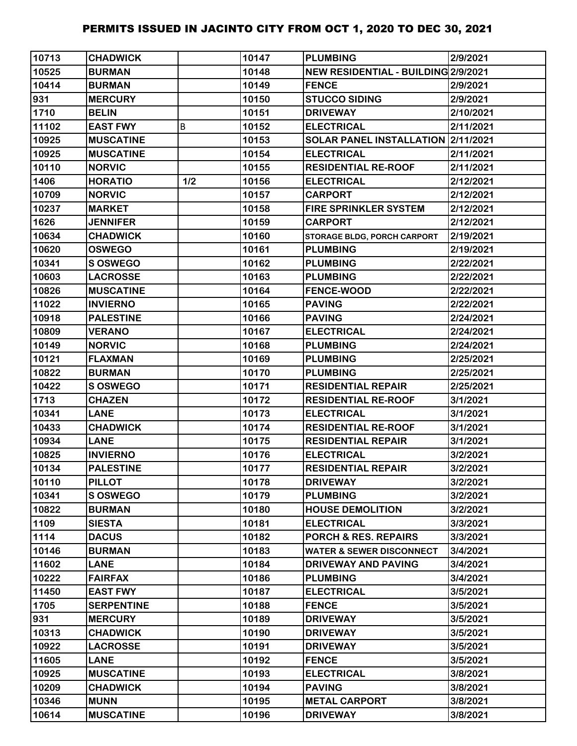# PERMITS ISSUED IN JACINTO CITY FROM OCT 1, 2020 TO DEC 30, 2021

| | | | | | |
|---|---|---|---|---|---|
| 10713 | CHADWICK | | 10147 | PLUMBING | 2/9/2021 |
| 10525 | BURMAN | | 10148 | NEW RESIDENTIAL - BUILDING | 2/9/2021 |
| 10414 | BURMAN | | 10149 | FENCE | 2/9/2021 |
| 931 | MERCURY | | 10150 | STUCCO SIDING | 2/9/2021 |
| 1710 | BELIN | | 10151 | DRIVEWAY | 2/10/2021 |
| 11102 | EAST FWY | B | 10152 | ELECTRICAL | 2/11/2021 |
| 10925 | MUSCATINE | | 10153 | SOLAR PANEL INSTALLATION | 2/11/2021 |
| 10925 | MUSCATINE | | 10154 | ELECTRICAL | 2/11/2021 |
| 10110 | NORVIC | | 10155 | RESIDENTIAL RE-ROOF | 2/11/2021 |
| 1406 | HORATIO | 1/2 | 10156 | ELECTRICAL | 2/12/2021 |
| 10709 | NORVIC | | 10157 | CARPORT | 2/12/2021 |
| 10237 | MARKET | | 10158 | FIRE SPRINKLER SYSTEM | 2/12/2021 |
| 1626 | JENNIFER | | 10159 | CARPORT | 2/12/2021 |
| 10634 | CHADWICK | | 10160 | STORAGE BLDG, PORCH CARPORT | 2/19/2021 |
| 10620 | OSWEGO | | 10161 | PLUMBING | 2/19/2021 |
| 10341 | S OSWEGO | | 10162 | PLUMBING | 2/22/2021 |
| 10603 | LACROSSE | | 10163 | PLUMBING | 2/22/2021 |
| 10826 | MUSCATINE | | 10164 | FENCE-WOOD | 2/22/2021 |
| 11022 | INVIERNO | | 10165 | PAVING | 2/22/2021 |
| 10918 | PALESTINE | | 10166 | PAVING | 2/24/2021 |
| 10809 | VERANO | | 10167 | ELECTRICAL | 2/24/2021 |
| 10149 | NORVIC | | 10168 | PLUMBING | 2/24/2021 |
| 10121 | FLAXMAN | | 10169 | PLUMBING | 2/25/2021 |
| 10822 | BURMAN | | 10170 | PLUMBING | 2/25/2021 |
| 10422 | S OSWEGO | | 10171 | RESIDENTIAL REPAIR | 2/25/2021 |
| 1713 | CHAZEN | | 10172 | RESIDENTIAL RE-ROOF | 3/1/2021 |
| 10341 | LANE | | 10173 | ELECTRICAL | 3/1/2021 |
| 10433 | CHADWICK | | 10174 | RESIDENTIAL RE-ROOF | 3/1/2021 |
| 10934 | LANE | | 10175 | RESIDENTIAL REPAIR | 3/1/2021 |
| 10825 | INVIERNO | | 10176 | ELECTRICAL | 3/2/2021 |
| 10134 | PALESTINE | | 10177 | RESIDENTIAL REPAIR | 3/2/2021 |
| 10110 | PILLOT | | 10178 | DRIVEWAY | 3/2/2021 |
| 10341 | S OSWEGO | | 10179 | PLUMBING | 3/2/2021 |
| 10822 | BURMAN | | 10180 | HOUSE DEMOLITION | 3/2/2021 |
| 1109 | SIESTA | | 10181 | ELECTRICAL | 3/3/2021 |
| 1114 | DACUS | | 10182 | PORCH & RES. REPAIRS | 3/3/2021 |
| 10146 | BURMAN | | 10183 | WATER & SEWER DISCONNECT | 3/4/2021 |
| 11602 | LANE | | 10184 | DRIVEWAY AND PAVING | 3/4/2021 |
| 10222 | FAIRFAX | | 10186 | PLUMBING | 3/4/2021 |
| 11450 | EAST FWY | | 10187 | ELECTRICAL | 3/5/2021 |
| 1705 | SERPENTINE | | 10188 | FENCE | 3/5/2021 |
| 931 | MERCURY | | 10189 | DRIVEWAY | 3/5/2021 |
| 10313 | CHADWICK | | 10190 | DRIVEWAY | 3/5/2021 |
| 10922 | LACROSSE | | 10191 | DRIVEWAY | 3/5/2021 |
| 11605 | LANE | | 10192 | FENCE | 3/5/2021 |
| 10925 | MUSCATINE | | 10193 | ELECTRICAL | 3/8/2021 |
| 10209 | CHADWICK | | 10194 | PAVING | 3/8/2021 |
| 10346 | MUNN | | 10195 | METAL CARPORT | 3/8/2021 |
| 10614 | MUSCATINE | | 10196 | DRIVEWAY | 3/8/2021 |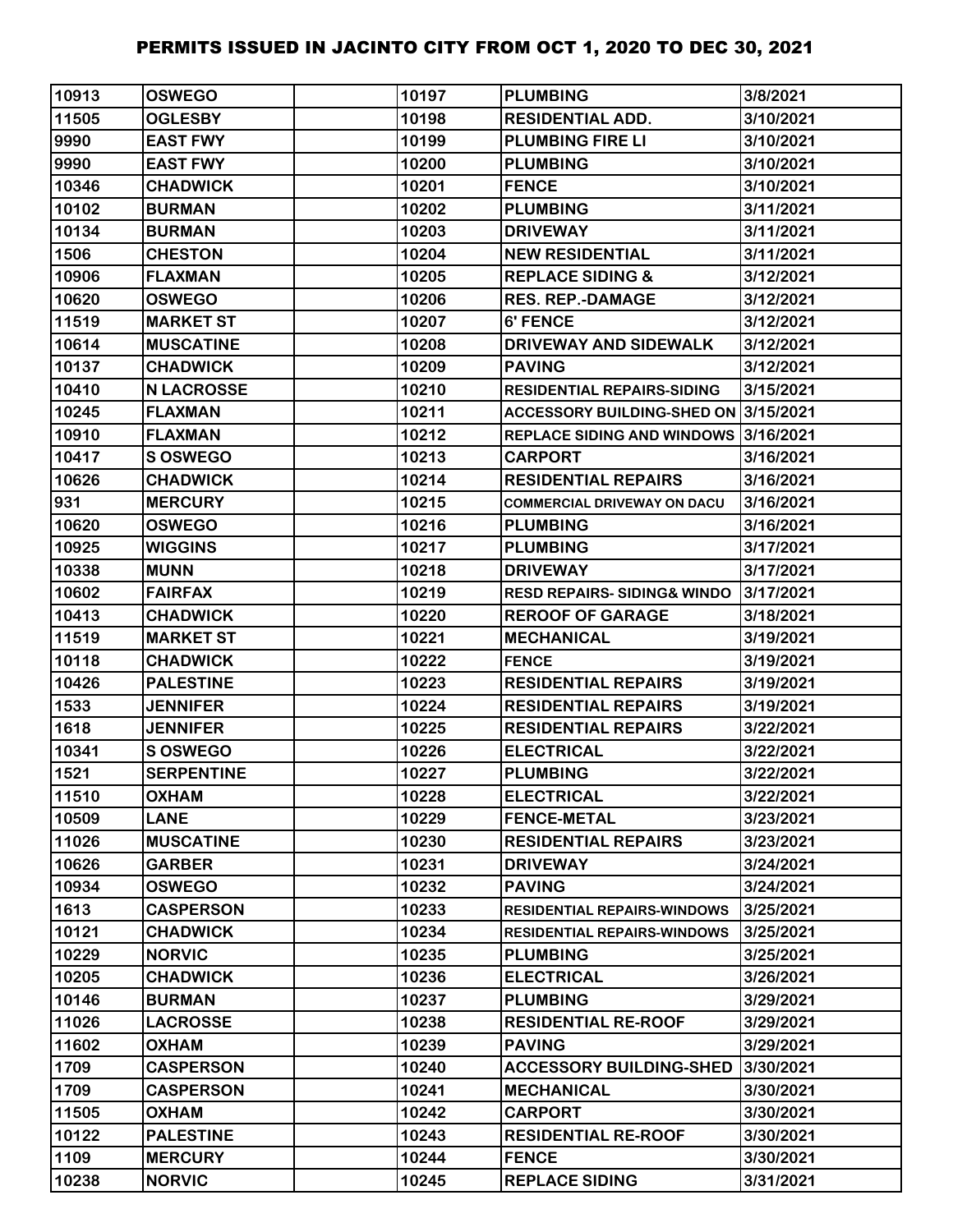# PERMITS ISSUED IN JACINTO CITY FROM OCT 1, 2020 TO DEC 30, 2021

| | | | | | |
|---|---|---|---|---|---|
| 10913 | OSWEGO | | 10197 | PLUMBING | 3/8/2021 |
| 11505 | OGLESBY | | 10198 | RESIDENTIAL ADD. | 3/10/2021 |
| 9990 | EAST FWY | | 10199 | PLUMBING FIRE LI | 3/10/2021 |
| 9990 | EAST FWY | | 10200 | PLUMBING | 3/10/2021 |
| 10346 | CHADWICK | | 10201 | FENCE | 3/10/2021 |
| 10102 | BURMAN | | 10202 | PLUMBING | 3/11/2021 |
| 10134 | BURMAN | | 10203 | DRIVEWAY | 3/11/2021 |
| 1506 | CHESTON | | 10204 | NEW RESIDENTIAL | 3/11/2021 |
| 10906 | FLAXMAN | | 10205 | REPLACE SIDING & | 3/12/2021 |
| 10620 | OSWEGO | | 10206 | RES. REP.-DAMAGE | 3/12/2021 |
| 11519 | MARKET ST | | 10207 | 6' FENCE | 3/12/2021 |
| 10614 | MUSCATINE | | 10208 | DRIVEWAY AND SIDEWALK | 3/12/2021 |
| 10137 | CHADWICK | | 10209 | PAVING | 3/12/2021 |
| 10410 | N LACROSSE | | 10210 | RESIDENTIAL REPAIRS-SIDING | 3/15/2021 |
| 10245 | FLAXMAN | | 10211 | ACCESSORY BUILDING-SHED ON | 3/15/2021 |
| 10910 | FLAXMAN | | 10212 | REPLACE SIDING AND WINDOWS | 3/16/2021 |
| 10417 | S OSWEGO | | 10213 | CARPORT | 3/16/2021 |
| 10626 | CHADWICK | | 10214 | RESIDENTIAL REPAIRS | 3/16/2021 |
| 931 | MERCURY | | 10215 | COMMERCIAL DRIVEWAY ON DACU | 3/16/2021 |
| 10620 | OSWEGO | | 10216 | PLUMBING | 3/16/2021 |
| 10925 | WIGGINS | | 10217 | PLUMBING | 3/17/2021 |
| 10338 | MUNN | | 10218 | DRIVEWAY | 3/17/2021 |
| 10602 | FAIRFAX | | 10219 | RESD REPAIRS- SIDING& WINDO | 3/17/2021 |
| 10413 | CHADWICK | | 10220 | REROOF OF GARAGE | 3/18/2021 |
| 11519 | MARKET ST | | 10221 | MECHANICAL | 3/19/2021 |
| 10118 | CHADWICK | | 10222 | FENCE | 3/19/2021 |
| 10426 | PALESTINE | | 10223 | RESIDENTIAL REPAIRS | 3/19/2021 |
| 1533 | JENNIFER | | 10224 | RESIDENTIAL REPAIRS | 3/19/2021 |
| 1618 | JENNIFER | | 10225 | RESIDENTIAL REPAIRS | 3/22/2021 |
| 10341 | S OSWEGO | | 10226 | ELECTRICAL | 3/22/2021 |
| 1521 | SERPENTINE | | 10227 | PLUMBING | 3/22/2021 |
| 11510 | OXHAM | | 10228 | ELECTRICAL | 3/22/2021 |
| 10509 | LANE | | 10229 | FENCE-METAL | 3/23/2021 |
| 11026 | MUSCATINE | | 10230 | RESIDENTIAL REPAIRS | 3/23/2021 |
| 10626 | GARBER | | 10231 | DRIVEWAY | 3/24/2021 |
| 10934 | OSWEGO | | 10232 | PAVING | 3/24/2021 |
| 1613 | CASPERSON | | 10233 | RESIDENTIAL REPAIRS-WINDOWS | 3/25/2021 |
| 10121 | CHADWICK | | 10234 | RESIDENTIAL REPAIRS-WINDOWS | 3/25/2021 |
| 10229 | NORVIC | | 10235 | PLUMBING | 3/25/2021 |
| 10205 | CHADWICK | | 10236 | ELECTRICAL | 3/26/2021 |
| 10146 | BURMAN | | 10237 | PLUMBING | 3/29/2021 |
| 11026 | LACROSSE | | 10238 | RESIDENTIAL RE-ROOF | 3/29/2021 |
| 11602 | OXHAM | | 10239 | PAVING | 3/29/2021 |
| 1709 | CASPERSON | | 10240 | ACCESSORY BUILDING-SHED | 3/30/2021 |
| 1709 | CASPERSON | | 10241 | MECHANICAL | 3/30/2021 |
| 11505 | OXHAM | | 10242 | CARPORT | 3/30/2021 |
| 10122 | PALESTINE | | 10243 | RESIDENTIAL RE-ROOF | 3/30/2021 |
| 1109 | MERCURY | | 10244 | FENCE | 3/30/2021 |
| 10238 | NORVIC | | 10245 | REPLACE SIDING | 3/31/2021 |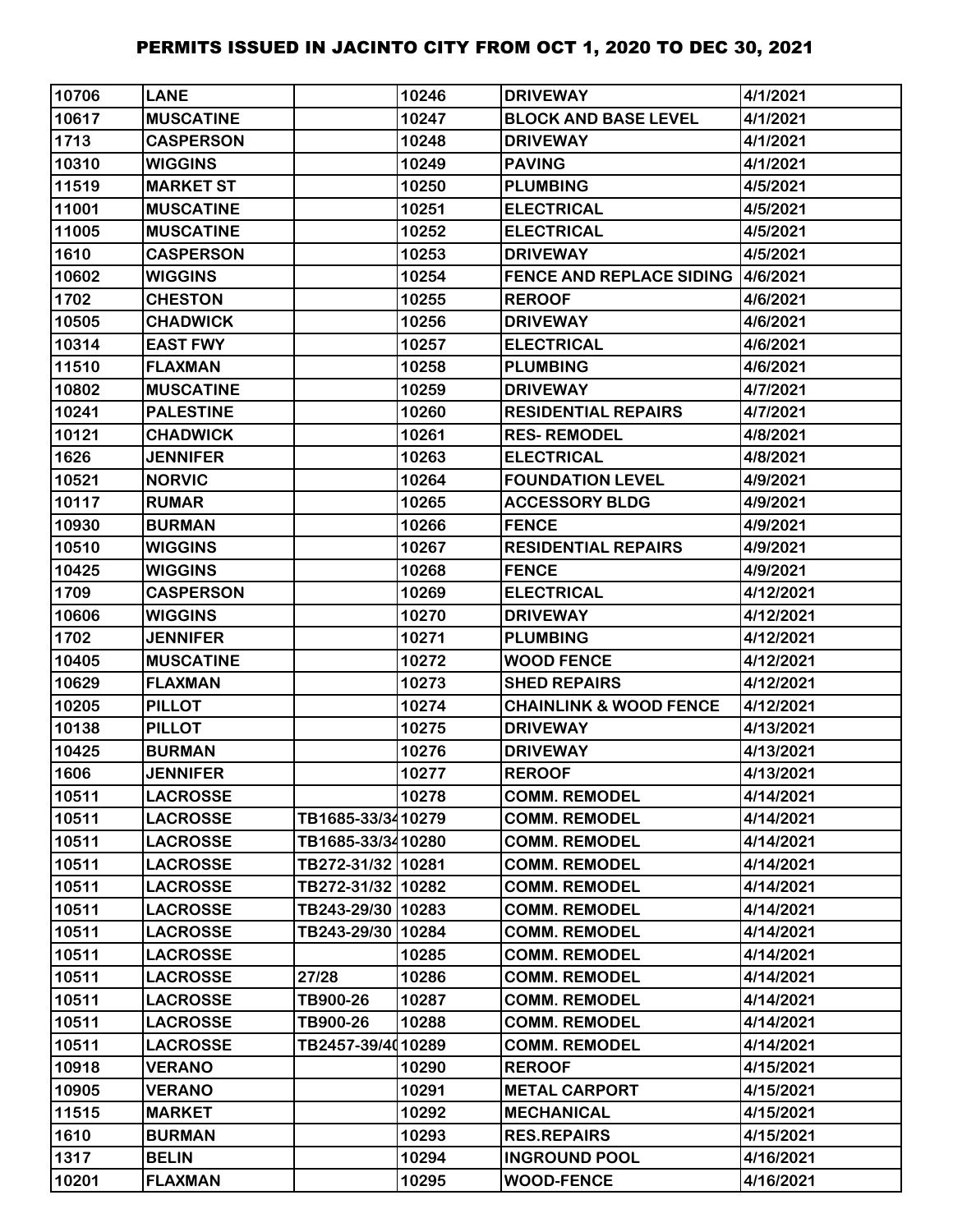| 10706 | LANE | | 10246 | DRIVEWAY | 4/1/2021 |
|---|---|---|---|---|---|
| 10617 | MUSCATINE | | 10247 | BLOCK AND BASE LEVEL | 4/1/2021 |
| 1713 | CASPERSON | | 10248 | DRIVEWAY | 4/1/2021 |
| 10310 | WIGGINS | | 10249 | PAVING | 4/1/2021 |
| 11519 | MARKET ST | | 10250 | PLUMBING | 4/5/2021 |
| 11001 | MUSCATINE | | 10251 | ELECTRICAL | 4/5/2021 |
| 11005 | MUSCATINE | | 10252 | ELECTRICAL | 4/5/2021 |
| 1610 | CASPERSON | | 10253 | DRIVEWAY | 4/5/2021 |
| 10602 | WIGGINS | | 10254 | FENCE AND REPLACE SIDING | 4/6/2021 |
| 1702 | CHESTON | | 10255 | REROOF | 4/6/2021 |
| 10505 | CHADWICK | | 10256 | DRIVEWAY | 4/6/2021 |
| 10314 | EAST FWY | | 10257 | ELECTRICAL | 4/6/2021 |
| 11510 | FLAXMAN | | 10258 | PLUMBING | 4/6/2021 |
| 10802 | MUSCATINE | | 10259 | DRIVEWAY | 4/7/2021 |
| 10241 | PALESTINE | | 10260 | RESIDENTIAL REPAIRS | 4/7/2021 |
| 10121 | CHADWICK | | 10261 | RES- REMODEL | 4/8/2021 |
| 1626 | JENNIFER | | 10263 | ELECTRICAL | 4/8/2021 |
| 10521 | NORVIC | | 10264 | FOUNDATION LEVEL | 4/9/2021 |
| 10117 | RUMAR | | 10265 | ACCESSORY BLDG | 4/9/2021 |
| 10930 | BURMAN | | 10266 | FENCE | 4/9/2021 |
| 10510 | WIGGINS | | 10267 | RESIDENTIAL REPAIRS | 4/9/2021 |
| 10425 | WIGGINS | | 10268 | FENCE | 4/9/2021 |
| 1709 | CASPERSON | | 10269 | ELECTRICAL | 4/12/2021 |
| 10606 | WIGGINS | | 10270 | DRIVEWAY | 4/12/2021 |
| 1702 | JENNIFER | | 10271 | PLUMBING | 4/12/2021 |
| 10405 | MUSCATINE | | 10272 | WOOD FENCE | 4/12/2021 |
| 10629 | FLAXMAN | | 10273 | SHED REPAIRS | 4/12/2021 |
| 10205 | PILLOT | | 10274 | CHAINLINK & WOOD FENCE | 4/12/2021 |
| 10138 | PILLOT | | 10275 | DRIVEWAY | 4/13/2021 |
| 10425 | BURMAN | | 10276 | DRIVEWAY | 4/13/2021 |
| 1606 | JENNIFER | | 10277 | REROOF | 4/13/2021 |
| 10511 | LACROSSE | | 10278 | COMM. REMODEL | 4/14/2021 |
| 10511 | LACROSSE | TB1685-33/34 | 10279 | COMM. REMODEL | 4/14/2021 |
| 10511 | LACROSSE | TB1685-33/34 | 10280 | COMM. REMODEL | 4/14/2021 |
| 10511 | LACROSSE | TB272-31/32 | 10281 | COMM. REMODEL | 4/14/2021 |
| 10511 | LACROSSE | TB272-31/32 | 10282 | COMM. REMODEL | 4/14/2021 |
| 10511 | LACROSSE | TB243-29/30 | 10283 | COMM. REMODEL | 4/14/2021 |
| 10511 | LACROSSE | TB243-29/30 | 10284 | COMM. REMODEL | 4/14/2021 |
| 10511 | LACROSSE | | 10285 | COMM. REMODEL | 4/14/2021 |
| 10511 | LACROSSE | 27/28 | 10286 | COMM. REMODEL | 4/14/2021 |
| 10511 | LACROSSE | TB900-26 | 10287 | COMM. REMODEL | 4/14/2021 |
| 10511 | LACROSSE | TB900-26 | 10288 | COMM. REMODEL | 4/14/2021 |
| 10511 | LACROSSE | TB2457-39/40 | 10289 | COMM. REMODEL | 4/14/2021 |
| 10918 | VERANO | | 10290 | REROOF | 4/15/2021 |
| 10905 | VERANO | | 10291 | METAL CARPORT | 4/15/2021 |
| 11515 | MARKET | | 10292 | MECHANICAL | 4/15/2021 |
| 1610 | BURMAN | | 10293 | RES.REPAIRS | 4/15/2021 |
| 1317 | BELIN | | 10294 | INGROUND POOL | 4/16/2021 |
| 10201 | FLAXMAN | | 10295 | WOOD-FENCE | 4/16/2021 |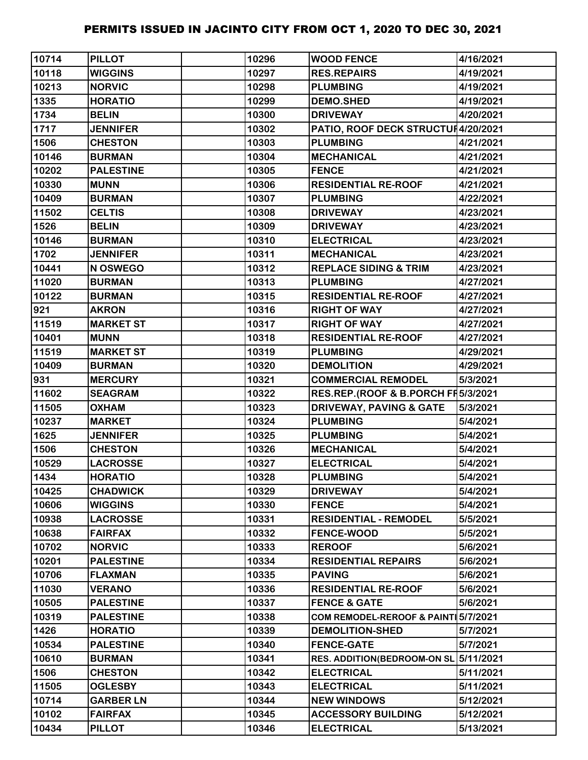# PERMITS ISSUED IN JACINTO CITY FROM OCT 1, 2020 TO DEC 30, 2021

| | | | | | |
|---|---|---|---|---|---|
| 10714 | PILLOT | | 10296 | WOOD FENCE | 4/16/2021 |
| 10118 | WIGGINS | | 10297 | RES.REPAIRS | 4/19/2021 |
| 10213 | NORVIC | | 10298 | PLUMBING | 4/19/2021 |
| 1335 | HORATIO | | 10299 | DEMO.SHED | 4/19/2021 |
| 1734 | BELIN | | 10300 | DRIVEWAY | 4/20/2021 |
| 1717 | JENNIFER | | 10302 | PATIO, ROOF DECK STRUCTUF | 4/20/2021 |
| 1506 | CHESTON | | 10303 | PLUMBING | 4/21/2021 |
| 10146 | BURMAN | | 10304 | MECHANICAL | 4/21/2021 |
| 10202 | PALESTINE | | 10305 | FENCE | 4/21/2021 |
| 10330 | MUNN | | 10306 | RESIDENTIAL RE-ROOF | 4/21/2021 |
| 10409 | BURMAN | | 10307 | PLUMBING | 4/22/2021 |
| 11502 | CELTIS | | 10308 | DRIVEWAY | 4/23/2021 |
| 1526 | BELIN | | 10309 | DRIVEWAY | 4/23/2021 |
| 10146 | BURMAN | | 10310 | ELECTRICAL | 4/23/2021 |
| 1702 | JENNIFER | | 10311 | MECHANICAL | 4/23/2021 |
| 10441 | N OSWEGO | | 10312 | REPLACE SIDING & TRIM | 4/23/2021 |
| 11020 | BURMAN | | 10313 | PLUMBING | 4/27/2021 |
| 10122 | BURMAN | | 10315 | RESIDENTIAL RE-ROOF | 4/27/2021 |
| 921 | AKRON | | 10316 | RIGHT OF WAY | 4/27/2021 |
| 11519 | MARKET ST | | 10317 | RIGHT OF WAY | 4/27/2021 |
| 10401 | MUNN | | 10318 | RESIDENTIAL RE-ROOF | 4/27/2021 |
| 11519 | MARKET ST | | 10319 | PLUMBING | 4/29/2021 |
| 10409 | BURMAN | | 10320 | DEMOLITION | 4/29/2021 |
| 931 | MERCURY | | 10321 | COMMERCIAL REMODEL | 5/3/2021 |
| 11602 | SEAGRAM | | 10322 | RES.REP.(ROOF & B.PORCH FF | 5/3/2021 |
| 11505 | OXHAM | | 10323 | DRIVEWAY, PAVING & GATE | 5/3/2021 |
| 10237 | MARKET | | 10324 | PLUMBING | 5/4/2021 |
| 1625 | JENNIFER | | 10325 | PLUMBING | 5/4/2021 |
| 1506 | CHESTON | | 10326 | MECHANICAL | 5/4/2021 |
| 10529 | LACROSSE | | 10327 | ELECTRICAL | 5/4/2021 |
| 1434 | HORATIO | | 10328 | PLUMBING | 5/4/2021 |
| 10425 | CHADWICK | | 10329 | DRIVEWAY | 5/4/2021 |
| 10606 | WIGGINS | | 10330 | FENCE | 5/4/2021 |
| 10938 | LACROSSE | | 10331 | RESIDENTIAL - REMODEL | 5/5/2021 |
| 10638 | FAIRFAX | | 10332 | FENCE-WOOD | 5/5/2021 |
| 10702 | NORVIC | | 10333 | REROOF | 5/6/2021 |
| 10201 | PALESTINE | | 10334 | RESIDENTIAL REPAIRS | 5/6/2021 |
| 10706 | FLAXMAN | | 10335 | PAVING | 5/6/2021 |
| 11030 | VERANO | | 10336 | RESIDENTIAL RE-ROOF | 5/6/2021 |
| 10505 | PALESTINE | | 10337 | FENCE & GATE | 5/6/2021 |
| 10319 | PALESTINE | | 10338 | COM REMODEL-REROOF & PAINTI | 5/7/2021 |
| 1426 | HORATIO | | 10339 | DEMOLITION-SHED | 5/7/2021 |
| 10534 | PALESTINE | | 10340 | FENCE-GATE | 5/7/2021 |
| 10610 | BURMAN | | 10341 | RES. ADDITION(BEDROOM-ON SL | 5/11/2021 |
| 1506 | CHESTON | | 10342 | ELECTRICAL | 5/11/2021 |
| 11505 | OGLESBY | | 10343 | ELECTRICAL | 5/11/2021 |
| 10714 | GARBER LN | | 10344 | NEW WINDOWS | 5/12/2021 |
| 10102 | FAIRFAX | | 10345 | ACCESSORY BUILDING | 5/12/2021 |
| 10434 | PILLOT | | 10346 | ELECTRICAL | 5/13/2021 |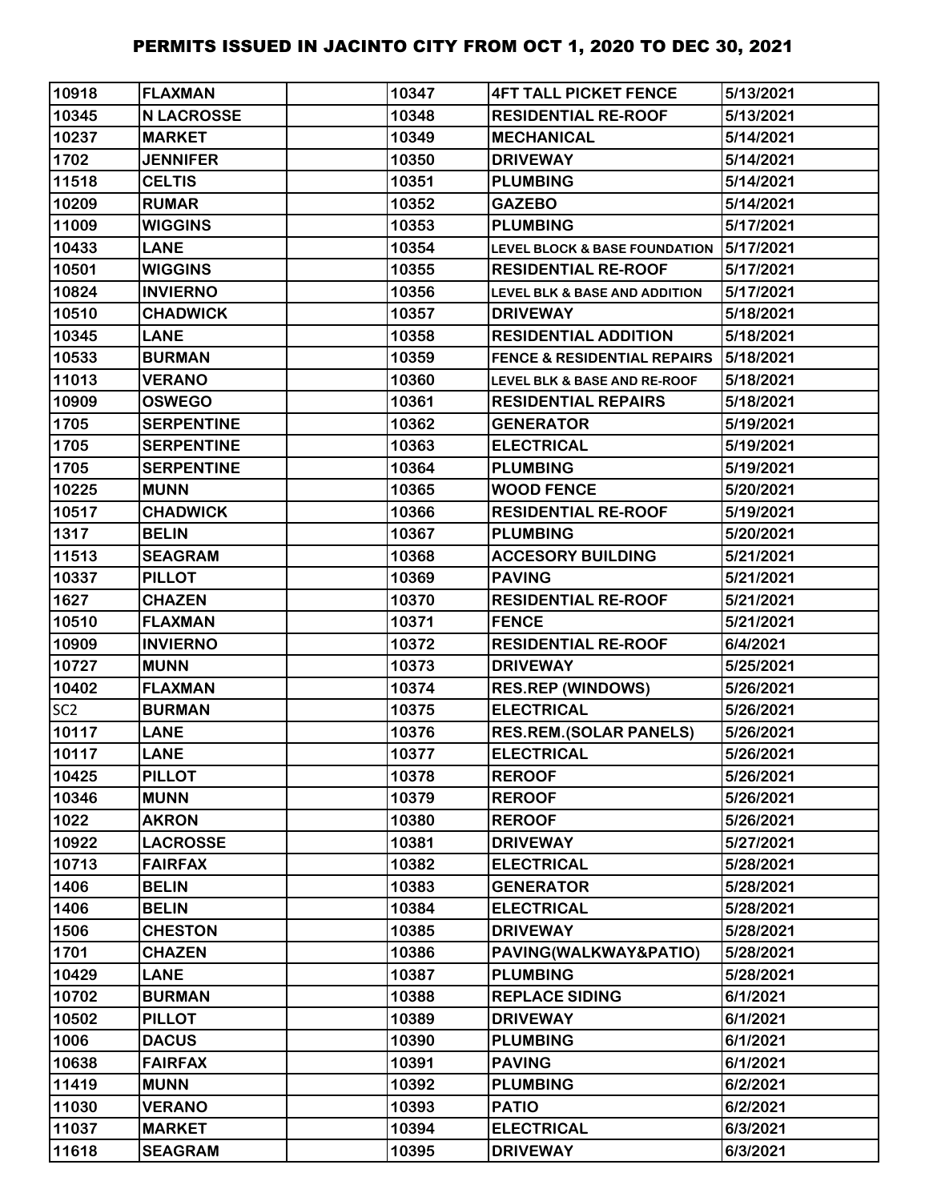# PERMITS ISSUED IN JACINTO CITY FROM OCT 1, 2020 TO DEC 30, 2021

| | | | | | |
|---|---|---|---|---|---|
| 10918 | FLAXMAN | | 10347 | 4FT TALL PICKET FENCE | 5/13/2021 |
| 10345 | N LACROSSE | | 10348 | RESIDENTIAL RE-ROOF | 5/13/2021 |
| 10237 | MARKET | | 10349 | MECHANICAL | 5/14/2021 |
| 1702 | JENNIFER | | 10350 | DRIVEWAY | 5/14/2021 |
| 11518 | CELTIS | | 10351 | PLUMBING | 5/14/2021 |
| 10209 | RUMAR | | 10352 | GAZEBO | 5/14/2021 |
| 11009 | WIGGINS | | 10353 | PLUMBING | 5/17/2021 |
| 10433 | LANE | | 10354 | LEVEL BLOCK & BASE FOUNDATION | 5/17/2021 |
| 10501 | WIGGINS | | 10355 | RESIDENTIAL RE-ROOF | 5/17/2021 |
| 10824 | INVIERNO | | 10356 | LEVEL BLK & BASE AND ADDITION | 5/17/2021 |
| 10510 | CHADWICK | | 10357 | DRIVEWAY | 5/18/2021 |
| 10345 | LANE | | 10358 | RESIDENTIAL ADDITION | 5/18/2021 |
| 10533 | BURMAN | | 10359 | FENCE & RESIDENTIAL REPAIRS | 5/18/2021 |
| 11013 | VERANO | | 10360 | LEVEL BLK & BASE AND RE-ROOF | 5/18/2021 |
| 10909 | OSWEGO | | 10361 | RESIDENTIAL REPAIRS | 5/18/2021 |
| 1705 | SERPENTINE | | 10362 | GENERATOR | 5/19/2021 |
| 1705 | SERPENTINE | | 10363 | ELECTRICAL | 5/19/2021 |
| 1705 | SERPENTINE | | 10364 | PLUMBING | 5/19/2021 |
| 10225 | MUNN | | 10365 | WOOD FENCE | 5/20/2021 |
| 10517 | CHADWICK | | 10366 | RESIDENTIAL RE-ROOF | 5/19/2021 |
| 1317 | BELIN | | 10367 | PLUMBING | 5/20/2021 |
| 11513 | SEAGRAM | | 10368 | ACCESORY BUILDING | 5/21/2021 |
| 10337 | PILLOT | | 10369 | PAVING | 5/21/2021 |
| 1627 | CHAZEN | | 10370 | RESIDENTIAL RE-ROOF | 5/21/2021 |
| 10510 | FLAXMAN | | 10371 | FENCE | 5/21/2021 |
| 10909 | INVIERNO | | 10372 | RESIDENTIAL RE-ROOF | 6/4/2021 |
| 10727 | MUNN | | 10373 | DRIVEWAY | 5/25/2021 |
| 10402 | FLAXMAN | | 10374 | RES.REP (WINDOWS) | 5/26/2021 |
| SC2 | BURMAN | | 10375 | ELECTRICAL | 5/26/2021 |
| 10117 | LANE | | 10376 | RES.REM.(SOLAR PANELS) | 5/26/2021 |
| 10117 | LANE | | 10377 | ELECTRICAL | 5/26/2021 |
| 10425 | PILLOT | | 10378 | REROOF | 5/26/2021 |
| 10346 | MUNN | | 10379 | REROOF | 5/26/2021 |
| 1022 | AKRON | | 10380 | REROOF | 5/26/2021 |
| 10922 | LACROSSE | | 10381 | DRIVEWAY | 5/27/2021 |
| 10713 | FAIRFAX | | 10382 | ELECTRICAL | 5/28/2021 |
| 1406 | BELIN | | 10383 | GENERATOR | 5/28/2021 |
| 1406 | BELIN | | 10384 | ELECTRICAL | 5/28/2021 |
| 1506 | CHESTON | | 10385 | DRIVEWAY | 5/28/2021 |
| 1701 | CHAZEN | | 10386 | PAVING(WALKWAY&PATIO) | 5/28/2021 |
| 10429 | LANE | | 10387 | PLUMBING | 5/28/2021 |
| 10702 | BURMAN | | 10388 | REPLACE SIDING | 6/1/2021 |
| 10502 | PILLOT | | 10389 | DRIVEWAY | 6/1/2021 |
| 1006 | DACUS | | 10390 | PLUMBING | 6/1/2021 |
| 10638 | FAIRFAX | | 10391 | PAVING | 6/1/2021 |
| 11419 | MUNN | | 10392 | PLUMBING | 6/2/2021 |
| 11030 | VERANO | | 10393 | PATIO | 6/2/2021 |
| 11037 | MARKET | | 10394 | ELECTRICAL | 6/3/2021 |
| 11618 | SEAGRAM | | 10395 | DRIVEWAY | 6/3/2021 |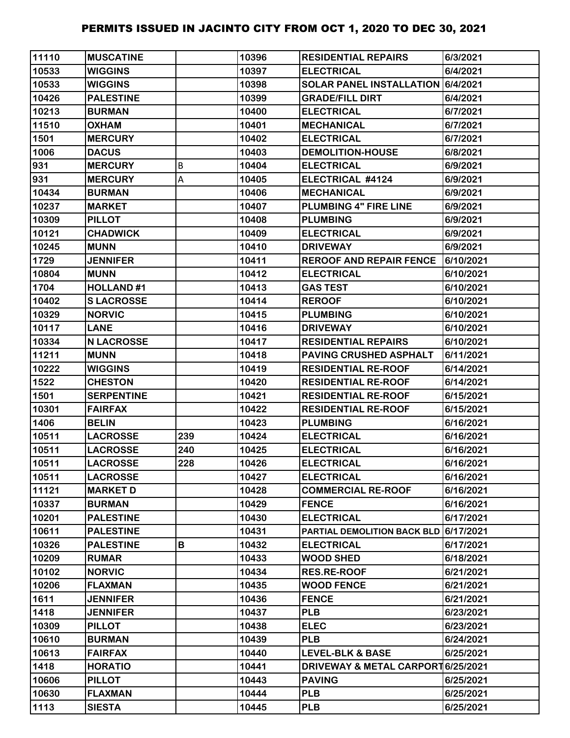| 11110 | MUSCATINE | | 10396 | RESIDENTIAL REPAIRS | 6/3/2021 |
|---|---|---|---|---|---|
| 10533 | WIGGINS | | 10397 | ELECTRICAL | 6/4/2021 |
| 10533 | WIGGINS | | 10398 | SOLAR PANEL INSTALLATION | 6/4/2021 |
| 10426 | PALESTINE | | 10399 | GRADE/FILL DIRT | 6/4/2021 |
| 10213 | BURMAN | | 10400 | ELECTRICAL | 6/7/2021 |
| 11510 | OXHAM | | 10401 | MECHANICAL | 6/7/2021 |
| 1501 | MERCURY | | 10402 | ELECTRICAL | 6/7/2021 |
| 1006 | DACUS | | 10403 | DEMOLITION-HOUSE | 6/8/2021 |
| 931 | MERCURY | B | 10404 | ELECTRICAL | 6/9/2021 |
| 931 | MERCURY | A | 10405 | ELECTRICAL #4124 | 6/9/2021 |
| 10434 | BURMAN | | 10406 | MECHANICAL | 6/9/2021 |
| 10237 | MARKET | | 10407 | PLUMBING 4" FIRE LINE | 6/9/2021 |
| 10309 | PILLOT | | 10408 | PLUMBING | 6/9/2021 |
| 10121 | CHADWICK | | 10409 | ELECTRICAL | 6/9/2021 |
| 10245 | MUNN | | 10410 | DRIVEWAY | 6/9/2021 |
| 1729 | JENNIFER | | 10411 | REROOF AND REPAIR FENCE | 6/10/2021 |
| 10804 | MUNN | | 10412 | ELECTRICAL | 6/10/2021 |
| 1704 | HOLLAND #1 | | 10413 | GAS TEST | 6/10/2021 |
| 10402 | S LACROSSE | | 10414 | REROOF | 6/10/2021 |
| 10329 | NORVIC | | 10415 | PLUMBING | 6/10/2021 |
| 10117 | LANE | | 10416 | DRIVEWAY | 6/10/2021 |
| 10334 | N LACROSSE | | 10417 | RESIDENTIAL REPAIRS | 6/10/2021 |
| 11211 | MUNN | | 10418 | PAVING CRUSHED ASPHALT | 6/11/2021 |
| 10222 | WIGGINS | | 10419 | RESIDENTIAL RE-ROOF | 6/14/2021 |
| 1522 | CHESTON | | 10420 | RESIDENTIAL RE-ROOF | 6/14/2021 |
| 1501 | SERPENTINE | | 10421 | RESIDENTIAL RE-ROOF | 6/15/2021 |
| 10301 | FAIRFAX | | 10422 | RESIDENTIAL RE-ROOF | 6/15/2021 |
| 1406 | BELIN | | 10423 | PLUMBING | 6/16/2021 |
| 10511 | LACROSSE | 239 | 10424 | ELECTRICAL | 6/16/2021 |
| 10511 | LACROSSE | 240 | 10425 | ELECTRICAL | 6/16/2021 |
| 10511 | LACROSSE | 228 | 10426 | ELECTRICAL | 6/16/2021 |
| 10511 | LACROSSE | | 10427 | ELECTRICAL | 6/16/2021 |
| 11121 | MARKET D | | 10428 | COMMERCIAL RE-ROOF | 6/16/2021 |
| 10337 | BURMAN | | 10429 | FENCE | 6/16/2021 |
| 10201 | PALESTINE | | 10430 | ELECTRICAL | 6/17/2021 |
| 10611 | PALESTINE | | 10431 | PARTIAL DEMOLITION BACK BLD | 6/17/2021 |
| 10326 | PALESTINE | B | 10432 | ELECTRICAL | 6/17/2021 |
| 10209 | RUMAR | | 10433 | WOOD SHED | 6/18/2021 |
| 10102 | NORVIC | | 10434 | RES.RE-ROOF | 6/21/2021 |
| 10206 | FLAXMAN | | 10435 | WOOD FENCE | 6/21/2021 |
| 1611 | JENNIFER | | 10436 | FENCE | 6/21/2021 |
| 1418 | JENNIFER | | 10437 | PLB | 6/23/2021 |
| 10309 | PILLOT | | 10438 | ELEC | 6/23/2021 |
| 10610 | BURMAN | | 10439 | PLB | 6/24/2021 |
| 10613 | FAIRFAX | | 10440 | LEVEL-BLK & BASE | 6/25/2021 |
| 1418 | HORATIO | | 10441 | DRIVEWAY & METAL CARPORT | 6/25/2021 |
| 10606 | PILLOT | | 10443 | PAVING | 6/25/2021 |
| 10630 | FLAXMAN | | 10444 | PLB | 6/25/2021 |
| 1113 | SIESTA | | 10445 | PLB | 6/25/2021 |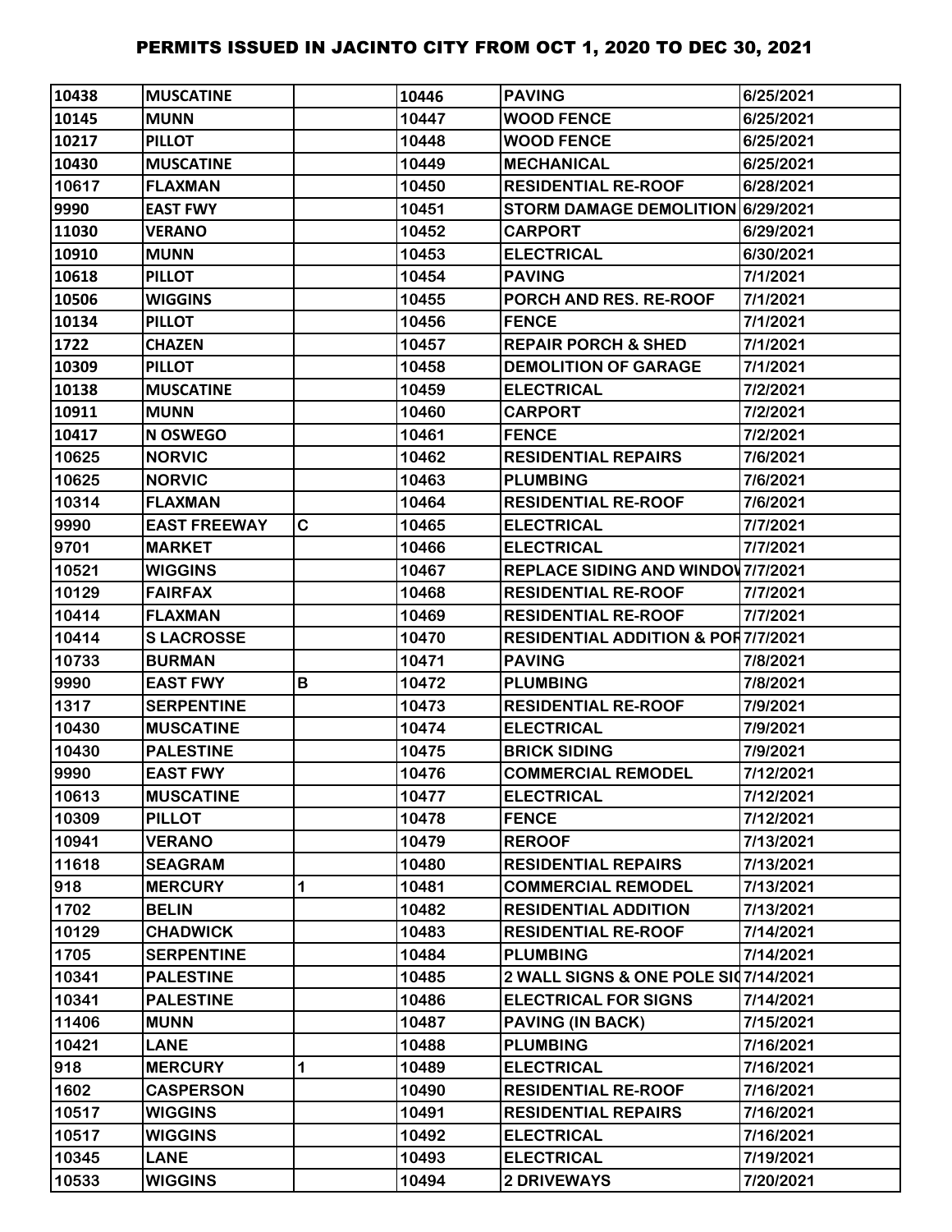# PERMITS ISSUED IN JACINTO CITY FROM OCT 1, 2020 TO DEC 30, 2021

| | | | | | |
|---|---|---|---|---|---|
| 10438 | MUSCATINE | | 10446 | PAVING | 6/25/2021 |
| 10145 | MUNN | | 10447 | WOOD FENCE | 6/25/2021 |
| 10217 | PILLOT | | 10448 | WOOD FENCE | 6/25/2021 |
| 10430 | MUSCATINE | | 10449 | MECHANICAL | 6/25/2021 |
| 10617 | FLAXMAN | | 10450 | RESIDENTIAL RE-ROOF | 6/28/2021 |
| 9990 | EAST FWY | | 10451 | STORM DAMAGE DEMOLITION | 6/29/2021 |
| 11030 | VERANO | | 10452 | CARPORT | 6/29/2021 |
| 10910 | MUNN | | 10453 | ELECTRICAL | 6/30/2021 |
| 10618 | PILLOT | | 10454 | PAVING | 7/1/2021 |
| 10506 | WIGGINS | | 10455 | PORCH AND RES. RE-ROOF | 7/1/2021 |
| 10134 | PILLOT | | 10456 | FENCE | 7/1/2021 |
| 1722 | CHAZEN | | 10457 | REPAIR PORCH & SHED | 7/1/2021 |
| 10309 | PILLOT | | 10458 | DEMOLITION OF GARAGE | 7/1/2021 |
| 10138 | MUSCATINE | | 10459 | ELECTRICAL | 7/2/2021 |
| 10911 | MUNN | | 10460 | CARPORT | 7/2/2021 |
| 10417 | N OSWEGO | | 10461 | FENCE | 7/2/2021 |
| 10625 | NORVIC | | 10462 | RESIDENTIAL REPAIRS | 7/6/2021 |
| 10625 | NORVIC | | 10463 | PLUMBING | 7/6/2021 |
| 10314 | FLAXMAN | | 10464 | RESIDENTIAL RE-ROOF | 7/6/2021 |
| 9990 | EAST FREEWAY | C | 10465 | ELECTRICAL | 7/7/2021 |
| 9701 | MARKET | | 10466 | ELECTRICAL | 7/7/2021 |
| 10521 | WIGGINS | | 10467 | REPLACE SIDING AND WINDOV | 7/7/2021 |
| 10129 | FAIRFAX | | 10468 | RESIDENTIAL RE-ROOF | 7/7/2021 |
| 10414 | FLAXMAN | | 10469 | RESIDENTIAL RE-ROOF | 7/7/2021 |
| 10414 | S LACROSSE | | 10470 | RESIDENTIAL ADDITION & POR | 7/7/2021 |
| 10733 | BURMAN | | 10471 | PAVING | 7/8/2021 |
| 9990 | EAST FWY | B | 10472 | PLUMBING | 7/8/2021 |
| 1317 | SERPENTINE | | 10473 | RESIDENTIAL RE-ROOF | 7/9/2021 |
| 10430 | MUSCATINE | | 10474 | ELECTRICAL | 7/9/2021 |
| 10430 | PALESTINE | | 10475 | BRICK SIDING | 7/9/2021 |
| 9990 | EAST FWY | | 10476 | COMMERCIAL REMODEL | 7/12/2021 |
| 10613 | MUSCATINE | | 10477 | ELECTRICAL | 7/12/2021 |
| 10309 | PILLOT | | 10478 | FENCE | 7/12/2021 |
| 10941 | VERANO | | 10479 | REROOF | 7/13/2021 |
| 11618 | SEAGRAM | | 10480 | RESIDENTIAL REPAIRS | 7/13/2021 |
| 918 | MERCURY | 1 | 10481 | COMMERCIAL REMODEL | 7/13/2021 |
| 1702 | BELIN | | 10482 | RESIDENTIAL ADDITION | 7/13/2021 |
| 10129 | CHADWICK | | 10483 | RESIDENTIAL RE-ROOF | 7/14/2021 |
| 1705 | SERPENTINE | | 10484 | PLUMBING | 7/14/2021 |
| 10341 | PALESTINE | | 10485 | 2 WALL SIGNS & ONE POLE SIG | 7/14/2021 |
| 10341 | PALESTINE | | 10486 | ELECTRICAL FOR SIGNS | 7/14/2021 |
| 11406 | MUNN | | 10487 | PAVING (IN BACK) | 7/15/2021 |
| 10421 | LANE | | 10488 | PLUMBING | 7/16/2021 |
| 918 | MERCURY | 1 | 10489 | ELECTRICAL | 7/16/2021 |
| 1602 | CASPERSON | | 10490 | RESIDENTIAL RE-ROOF | 7/16/2021 |
| 10517 | WIGGINS | | 10491 | RESIDENTIAL REPAIRS | 7/16/2021 |
| 10517 | WIGGINS | | 10492 | ELECTRICAL | 7/16/2021 |
| 10345 | LANE | | 10493 | ELECTRICAL | 7/19/2021 |
| 10533 | WIGGINS | | 10494 | 2 DRIVEWAYS | 7/20/2021 |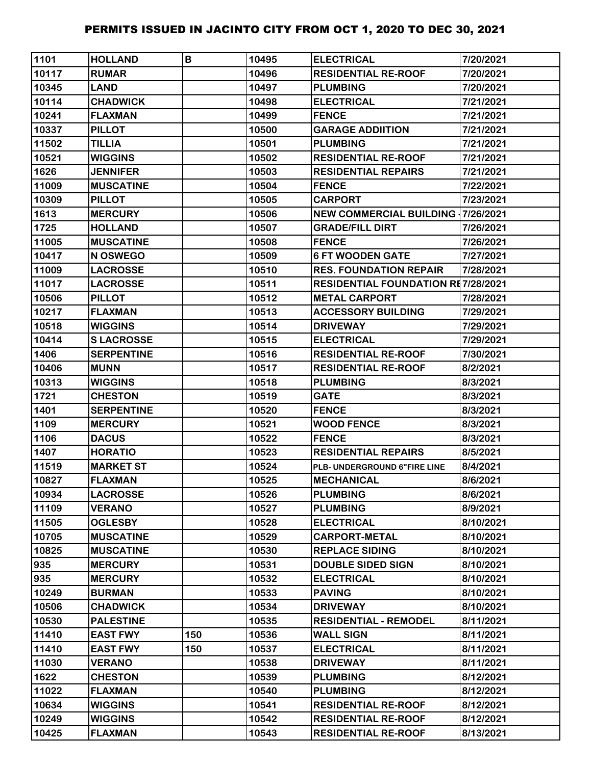# PERMITS ISSUED IN JACINTO CITY FROM OCT 1, 2020 TO DEC 30, 2021

| | | | | | |
|---|---|---|---|---|---|
| 1101 | HOLLAND | B | 10495 | ELECTRICAL | 7/20/2021 |
| 10117 | RUMAR | | 10496 | RESIDENTIAL RE-ROOF | 7/20/2021 |
| 10345 | LAND | | 10497 | PLUMBING | 7/20/2021 |
| 10114 | CHADWICK | | 10498 | ELECTRICAL | 7/21/2021 |
| 10241 | FLAXMAN | | 10499 | FENCE | 7/21/2021 |
| 10337 | PILLOT | | 10500 | GARAGE ADDIITION | 7/21/2021 |
| 11502 | TILLIA | | 10501 | PLUMBING | 7/21/2021 |
| 10521 | WIGGINS | | 10502 | RESIDENTIAL RE-ROOF | 7/21/2021 |
| 1626 | JENNIFER | | 10503 | RESIDENTIAL REPAIRS | 7/21/2021 |
| 11009 | MUSCATINE | | 10504 | FENCE | 7/22/2021 |
| 10309 | PILLOT | | 10505 | CARPORT | 7/23/2021 |
| 1613 | MERCURY | | 10506 | NEW COMMERCIAL BUILDING - | 7/26/2021 |
| 1725 | HOLLAND | | 10507 | GRADE/FILL DIRT | 7/26/2021 |
| 11005 | MUSCATINE | | 10508 | FENCE | 7/26/2021 |
| 10417 | N OSWEGO | | 10509 | 6 FT WOODEN GATE | 7/27/2021 |
| 11009 | LACROSSE | | 10510 | RES. FOUNDATION REPAIR | 7/28/2021 |
| 11017 | LACROSSE | | 10511 | RESIDENTIAL FOUNDATION RE | 7/28/2021 |
| 10506 | PILLOT | | 10512 | METAL CARPORT | 7/28/2021 |
| 10217 | FLAXMAN | | 10513 | ACCESSORY BUILDING | 7/29/2021 |
| 10518 | WIGGINS | | 10514 | DRIVEWAY | 7/29/2021 |
| 10414 | S LACROSSE | | 10515 | ELECTRICAL | 7/29/2021 |
| 1406 | SERPENTINE | | 10516 | RESIDENTIAL RE-ROOF | 7/30/2021 |
| 10406 | MUNN | | 10517 | RESIDENTIAL RE-ROOF | 8/2/2021 |
| 10313 | WIGGINS | | 10518 | PLUMBING | 8/3/2021 |
| 1721 | CHESTON | | 10519 | GATE | 8/3/2021 |
| 1401 | SERPENTINE | | 10520 | FENCE | 8/3/2021 |
| 1109 | MERCURY | | 10521 | WOOD FENCE | 8/3/2021 |
| 1106 | DACUS | | 10522 | FENCE | 8/3/2021 |
| 1407 | HORATIO | | 10523 | RESIDENTIAL REPAIRS | 8/5/2021 |
| 11519 | MARKET ST | | 10524 | PLB- UNDERGROUND 6"FIRE LINE | 8/4/2021 |
| 10827 | FLAXMAN | | 10525 | MECHANICAL | 8/6/2021 |
| 10934 | LACROSSE | | 10526 | PLUMBING | 8/6/2021 |
| 11109 | VERANO | | 10527 | PLUMBING | 8/9/2021 |
| 11505 | OGLESBY | | 10528 | ELECTRICAL | 8/10/2021 |
| 10705 | MUSCATINE | | 10529 | CARPORT-METAL | 8/10/2021 |
| 10825 | MUSCATINE | | 10530 | REPLACE SIDING | 8/10/2021 |
| 935 | MERCURY | | 10531 | DOUBLE SIDED SIGN | 8/10/2021 |
| 935 | MERCURY | | 10532 | ELECTRICAL | 8/10/2021 |
| 10249 | BURMAN | | 10533 | PAVING | 8/10/2021 |
| 10506 | CHADWICK | | 10534 | DRIVEWAY | 8/10/2021 |
| 10530 | PALESTINE | | 10535 | RESIDENTIAL - REMODEL | 8/11/2021 |
| 11410 | EAST FWY | 150 | 10536 | WALL SIGN | 8/11/2021 |
| 11410 | EAST FWY | 150 | 10537 | ELECTRICAL | 8/11/2021 |
| 11030 | VERANO | | 10538 | DRIVEWAY | 8/11/2021 |
| 1622 | CHESTON | | 10539 | PLUMBING | 8/12/2021 |
| 11022 | FLAXMAN | | 10540 | PLUMBING | 8/12/2021 |
| 10634 | WIGGINS | | 10541 | RESIDENTIAL RE-ROOF | 8/12/2021 |
| 10249 | WIGGINS | | 10542 | RESIDENTIAL RE-ROOF | 8/12/2021 |
| 10425 | FLAXMAN | | 10543 | RESIDENTIAL RE-ROOF | 8/13/2021 |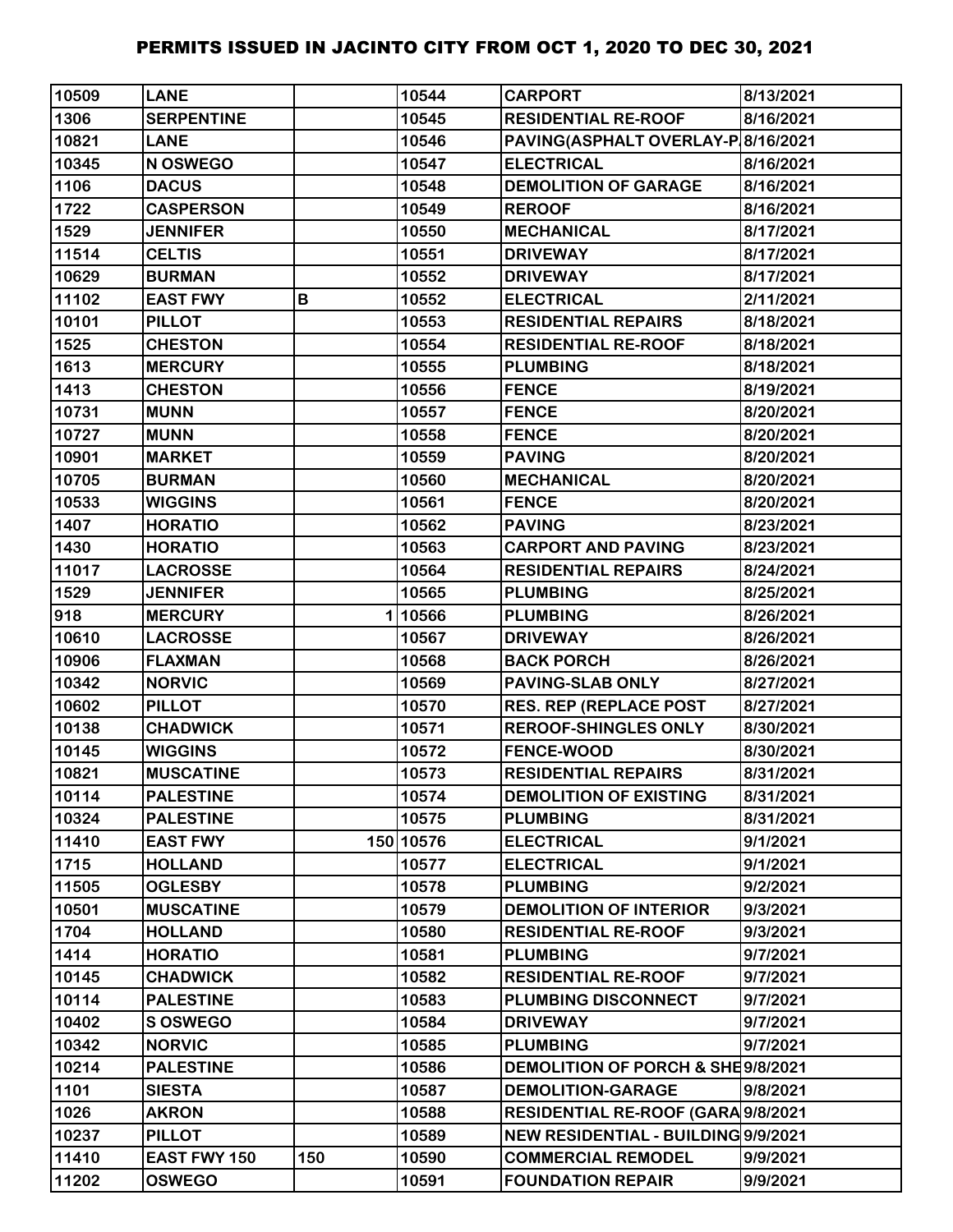# PERMITS ISSUED IN JACINTO CITY FROM OCT 1, 2020 TO DEC 30, 2021

| | | | | | |
|---|---|---|---|---|---|
| 10509 | LANE | | 10544 | CARPORT | 8/13/2021 |
| 1306 | SERPENTINE | | 10545 | RESIDENTIAL RE-ROOF | 8/16/2021 |
| 10821 | LANE | | 10546 | PAVING(ASPHALT OVERLAY-P | 8/16/2021 |
| 10345 | N OSWEGO | | 10547 | ELECTRICAL | 8/16/2021 |
| 1106 | DACUS | | 10548 | DEMOLITION OF GARAGE | 8/16/2021 |
| 1722 | CASPERSON | | 10549 | REROOF | 8/16/2021 |
| 1529 | JENNIFER | | 10550 | MECHANICAL | 8/17/2021 |
| 11514 | CELTIS | | 10551 | DRIVEWAY | 8/17/2021 |
| 10629 | BURMAN | | 10552 | DRIVEWAY | 8/17/2021 |
| 11102 | EAST FWY | B | 10552 | ELECTRICAL | 2/11/2021 |
| 10101 | PILLOT | | 10553 | RESIDENTIAL REPAIRS | 8/18/2021 |
| 1525 | CHESTON | | 10554 | RESIDENTIAL RE-ROOF | 8/18/2021 |
| 1613 | MERCURY | | 10555 | PLUMBING | 8/18/2021 |
| 1413 | CHESTON | | 10556 | FENCE | 8/19/2021 |
| 10731 | MUNN | | 10557 | FENCE | 8/20/2021 |
| 10727 | MUNN | | 10558 | FENCE | 8/20/2021 |
| 10901 | MARKET | | 10559 | PAVING | 8/20/2021 |
| 10705 | BURMAN | | 10560 | MECHANICAL | 8/20/2021 |
| 10533 | WIGGINS | | 10561 | FENCE | 8/20/2021 |
| 1407 | HORATIO | | 10562 | PAVING | 8/23/2021 |
| 1430 | HORATIO | | 10563 | CARPORT AND PAVING | 8/23/2021 |
| 11017 | LACROSSE | | 10564 | RESIDENTIAL REPAIRS | 8/24/2021 |
| 1529 | JENNIFER | | 10565 | PLUMBING | 8/25/2021 |
| 918 | MERCURY | 1 | 10566 | PLUMBING | 8/26/2021 |
| 10610 | LACROSSE | | 10567 | DRIVEWAY | 8/26/2021 |
| 10906 | FLAXMAN | | 10568 | BACK PORCH | 8/26/2021 |
| 10342 | NORVIC | | 10569 | PAVING-SLAB ONLY | 8/27/2021 |
| 10602 | PILLOT | | 10570 | RES. REP (REPLACE POST | 8/27/2021 |
| 10138 | CHADWICK | | 10571 | REROOF-SHINGLES ONLY | 8/30/2021 |
| 10145 | WIGGINS | | 10572 | FENCE-WOOD | 8/30/2021 |
| 10821 | MUSCATINE | | 10573 | RESIDENTIAL REPAIRS | 8/31/2021 |
| 10114 | PALESTINE | | 10574 | DEMOLITION OF EXISTING | 8/31/2021 |
| 10324 | PALESTINE | | 10575 | PLUMBING | 8/31/2021 |
| 11410 | EAST FWY | 150 | 10576 | ELECTRICAL | 9/1/2021 |
| 1715 | HOLLAND | | 10577 | ELECTRICAL | 9/1/2021 |
| 11505 | OGLESBY | | 10578 | PLUMBING | 9/2/2021 |
| 10501 | MUSCATINE | | 10579 | DEMOLITION OF INTERIOR | 9/3/2021 |
| 1704 | HOLLAND | | 10580 | RESIDENTIAL RE-ROOF | 9/3/2021 |
| 1414 | HORATIO | | 10581 | PLUMBING | 9/7/2021 |
| 10145 | CHADWICK | | 10582 | RESIDENTIAL RE-ROOF | 9/7/2021 |
| 10114 | PALESTINE | | 10583 | PLUMBING DISCONNECT | 9/7/2021 |
| 10402 | S OSWEGO | | 10584 | DRIVEWAY | 9/7/2021 |
| 10342 | NORVIC | | 10585 | PLUMBING | 9/7/2021 |
| 10214 | PALESTINE | | 10586 | DEMOLITION OF PORCH & SHE | 9/8/2021 |
| 1101 | SIESTA | | 10587 | DEMOLITION-GARAGE | 9/8/2021 |
| 1026 | AKRON | | 10588 | RESIDENTIAL RE-ROOF (GARA | 9/8/2021 |
| 10237 | PILLOT | | 10589 | NEW RESIDENTIAL - BUILDING | 9/9/2021 |
| 11410 | EAST FWY 150 | 150 | 10590 | COMMERCIAL REMODEL | 9/9/2021 |
| 11202 | OSWEGO | | 10591 | FOUNDATION REPAIR | 9/9/2021 |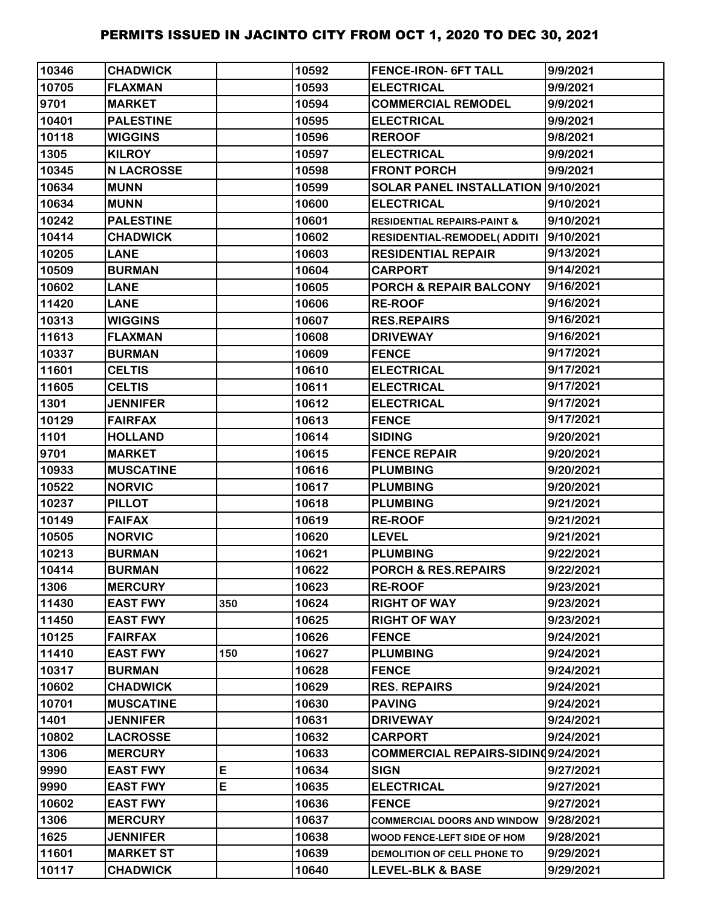# PERMITS ISSUED IN JACINTO CITY FROM OCT 1, 2020 TO DEC 30, 2021

| | | | | | |
|---|---|---|---|---|---|
| 10346 | CHADWICK | | 10592 | FENCE-IRON- 6FT TALL | 9/9/2021 |
| 10705 | FLAXMAN | | 10593 | ELECTRICAL | 9/9/2021 |
| 9701 | MARKET | | 10594 | COMMERCIAL REMODEL | 9/9/2021 |
| 10401 | PALESTINE | | 10595 | ELECTRICAL | 9/9/2021 |
| 10118 | WIGGINS | | 10596 | REROOF | 9/8/2021 |
| 1305 | KILROY | | 10597 | ELECTRICAL | 9/9/2021 |
| 10345 | N LACROSSE | | 10598 | FRONT PORCH | 9/9/2021 |
| 10634 | MUNN | | 10599 | SOLAR PANEL INSTALLATION | 9/10/2021 |
| 10634 | MUNN | | 10600 | ELECTRICAL | 9/10/2021 |
| 10242 | PALESTINE | | 10601 | RESIDENTIAL REPAIRS-PAINT & | 9/10/2021 |
| 10414 | CHADWICK | | 10602 | RESIDENTIAL-REMODEL( ADDITI | 9/10/2021 |
| 10205 | LANE | | 10603 | RESIDENTIAL REPAIR | 9/13/2021 |
| 10509 | BURMAN | | 10604 | CARPORT | 9/14/2021 |
| 10602 | LANE | | 10605 | PORCH & REPAIR BALCONY | 9/16/2021 |
| 11420 | LANE | | 10606 | RE-ROOF | 9/16/2021 |
| 10313 | WIGGINS | | 10607 | RES.REPAIRS | 9/16/2021 |
| 11613 | FLAXMAN | | 10608 | DRIVEWAY | 9/16/2021 |
| 10337 | BURMAN | | 10609 | FENCE | 9/17/2021 |
| 11601 | CELTIS | | 10610 | ELECTRICAL | 9/17/2021 |
| 11605 | CELTIS | | 10611 | ELECTRICAL | 9/17/2021 |
| 1301 | JENNIFER | | 10612 | ELECTRICAL | 9/17/2021 |
| 10129 | FAIRFAX | | 10613 | FENCE | 9/17/2021 |
| 1101 | HOLLAND | | 10614 | SIDING | 9/20/2021 |
| 9701 | MARKET | | 10615 | FENCE REPAIR | 9/20/2021 |
| 10933 | MUSCATINE | | 10616 | PLUMBING | 9/20/2021 |
| 10522 | NORVIC | | 10617 | PLUMBING | 9/20/2021 |
| 10237 | PILLOT | | 10618 | PLUMBING | 9/21/2021 |
| 10149 | FAIFAX | | 10619 | RE-ROOF | 9/21/2021 |
| 10505 | NORVIC | | 10620 | LEVEL | 9/21/2021 |
| 10213 | BURMAN | | 10621 | PLUMBING | 9/22/2021 |
| 10414 | BURMAN | | 10622 | PORCH & RES.REPAIRS | 9/22/2021 |
| 1306 | MERCURY | | 10623 | RE-ROOF | 9/23/2021 |
| 11430 | EAST FWY | 350 | 10624 | RIGHT OF WAY | 9/23/2021 |
| 11450 | EAST FWY | | 10625 | RIGHT OF WAY | 9/23/2021 |
| 10125 | FAIRFAX | | 10626 | FENCE | 9/24/2021 |
| 11410 | EAST FWY | 150 | 10627 | PLUMBING | 9/24/2021 |
| 10317 | BURMAN | | 10628 | FENCE | 9/24/2021 |
| 10602 | CHADWICK | | 10629 | RES. REPAIRS | 9/24/2021 |
| 10701 | MUSCATINE | | 10630 | PAVING | 9/24/2021 |
| 1401 | JENNIFER | | 10631 | DRIVEWAY | 9/24/2021 |
| 10802 | LACROSSE | | 10632 | CARPORT | 9/24/2021 |
| 1306 | MERCURY | | 10633 | COMMERCIAL REPAIRS-SIDING | 9/24/2021 |
| 9990 | EAST FWY | E | 10634 | SIGN | 9/27/2021 |
| 9990 | EAST FWY | E | 10635 | ELECTRICAL | 9/27/2021 |
| 10602 | EAST FWY | | 10636 | FENCE | 9/27/2021 |
| 1306 | MERCURY | | 10637 | COMMERCIAL DOORS AND WINDOW | 9/28/2021 |
| 1625 | JENNIFER | | 10638 | WOOD FENCE-LEFT SIDE OF HOM | 9/28/2021 |
| 11601 | MARKET ST | | 10639 | DEMOLITION OF CELL PHONE TO | 9/29/2021 |
| 10117 | CHADWICK | | 10640 | LEVEL-BLK & BASE | 9/29/2021 |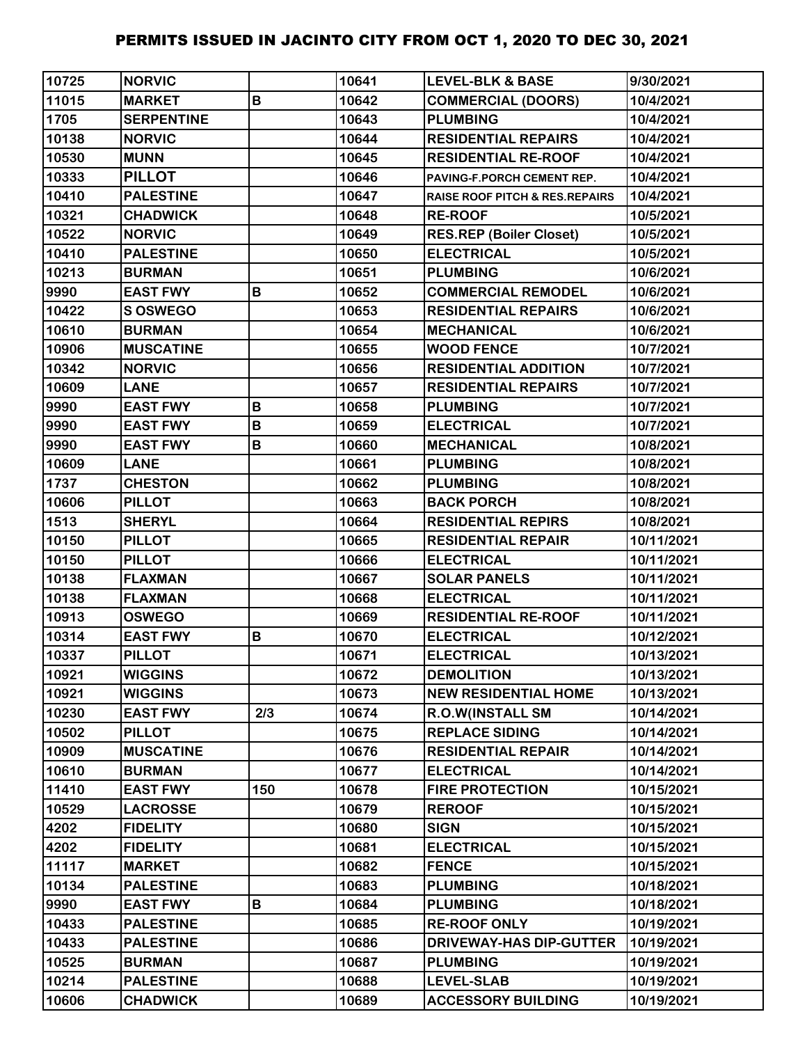# PERMITS ISSUED IN JACINTO CITY FROM OCT 1, 2020 TO DEC 30, 2021

| | | | | | |
|---|---|---|---|---|---|
| 10725 | NORVIC | | 10641 | LEVEL-BLK & BASE | 9/30/2021 |
| 11015 | MARKET | B | 10642 | COMMERCIAL (DOORS) | 10/4/2021 |
| 1705 | SERPENTINE | | 10643 | PLUMBING | 10/4/2021 |
| 10138 | NORVIC | | 10644 | RESIDENTIAL REPAIRS | 10/4/2021 |
| 10530 | MUNN | | 10645 | RESIDENTIAL RE-ROOF | 10/4/2021 |
| 10333 | PILLOT | | 10646 | PAVING-F.PORCH CEMENT REP. | 10/4/2021 |
| 10410 | PALESTINE | | 10647 | RAISE ROOF PITCH & RES.REPAIRS | 10/4/2021 |
| 10321 | CHADWICK | | 10648 | RE-ROOF | 10/5/2021 |
| 10522 | NORVIC | | 10649 | RES.REP (Boiler Closet) | 10/5/2021 |
| 10410 | PALESTINE | | 10650 | ELECTRICAL | 10/5/2021 |
| 10213 | BURMAN | | 10651 | PLUMBING | 10/6/2021 |
| 9990 | EAST FWY | B | 10652 | COMMERCIAL REMODEL | 10/6/2021 |
| 10422 | S OSWEGO | | 10653 | RESIDENTIAL REPAIRS | 10/6/2021 |
| 10610 | BURMAN | | 10654 | MECHANICAL | 10/6/2021 |
| 10906 | MUSCATINE | | 10655 | WOOD FENCE | 10/7/2021 |
| 10342 | NORVIC | | 10656 | RESIDENTIAL ADDITION | 10/7/2021 |
| 10609 | LANE | | 10657 | RESIDENTIAL REPAIRS | 10/7/2021 |
| 9990 | EAST FWY | B | 10658 | PLUMBING | 10/7/2021 |
| 9990 | EAST FWY | B | 10659 | ELECTRICAL | 10/7/2021 |
| 9990 | EAST FWY | B | 10660 | MECHANICAL | 10/8/2021 |
| 10609 | LANE | | 10661 | PLUMBING | 10/8/2021 |
| 1737 | CHESTON | | 10662 | PLUMBING | 10/8/2021 |
| 10606 | PILLOT | | 10663 | BACK PORCH | 10/8/2021 |
| 1513 | SHERYL | | 10664 | RESIDENTIAL REPIRS | 10/8/2021 |
| 10150 | PILLOT | | 10665 | RESIDENTIAL REPAIR | 10/11/2021 |
| 10150 | PILLOT | | 10666 | ELECTRICAL | 10/11/2021 |
| 10138 | FLAXMAN | | 10667 | SOLAR PANELS | 10/11/2021 |
| 10138 | FLAXMAN | | 10668 | ELECTRICAL | 10/11/2021 |
| 10913 | OSWEGO | | 10669 | RESIDENTIAL RE-ROOF | 10/11/2021 |
| 10314 | EAST FWY | B | 10670 | ELECTRICAL | 10/12/2021 |
| 10337 | PILLOT | | 10671 | ELECTRICAL | 10/13/2021 |
| 10921 | WIGGINS | | 10672 | DEMOLITION | 10/13/2021 |
| 10921 | WIGGINS | | 10673 | NEW RESIDENTIAL HOME | 10/13/2021 |
| 10230 | EAST FWY | 2/3 | 10674 | R.O.W(INSTALL SM | 10/14/2021 |
| 10502 | PILLOT | | 10675 | REPLACE SIDING | 10/14/2021 |
| 10909 | MUSCATINE | | 10676 | RESIDENTIAL REPAIR | 10/14/2021 |
| 10610 | BURMAN | | 10677 | ELECTRICAL | 10/14/2021 |
| 11410 | EAST FWY | 150 | 10678 | FIRE PROTECTION | 10/15/2021 |
| 10529 | LACROSSE | | 10679 | REROOF | 10/15/2021 |
| 4202 | FIDELITY | | 10680 | SIGN | 10/15/2021 |
| 4202 | FIDELITY | | 10681 | ELECTRICAL | 10/15/2021 |
| 11117 | MARKET | | 10682 | FENCE | 10/15/2021 |
| 10134 | PALESTINE | | 10683 | PLUMBING | 10/18/2021 |
| 9990 | EAST FWY | B | 10684 | PLUMBING | 10/18/2021 |
| 10433 | PALESTINE | | 10685 | RE-ROOF ONLY | 10/19/2021 |
| 10433 | PALESTINE | | 10686 | DRIVEWAY-HAS DIP-GUTTER | 10/19/2021 |
| 10525 | BURMAN | | 10687 | PLUMBING | 10/19/2021 |
| 10214 | PALESTINE | | 10688 | LEVEL-SLAB | 10/19/2021 |
| 10606 | CHADWICK | | 10689 | ACCESSORY BUILDING | 10/19/2021 |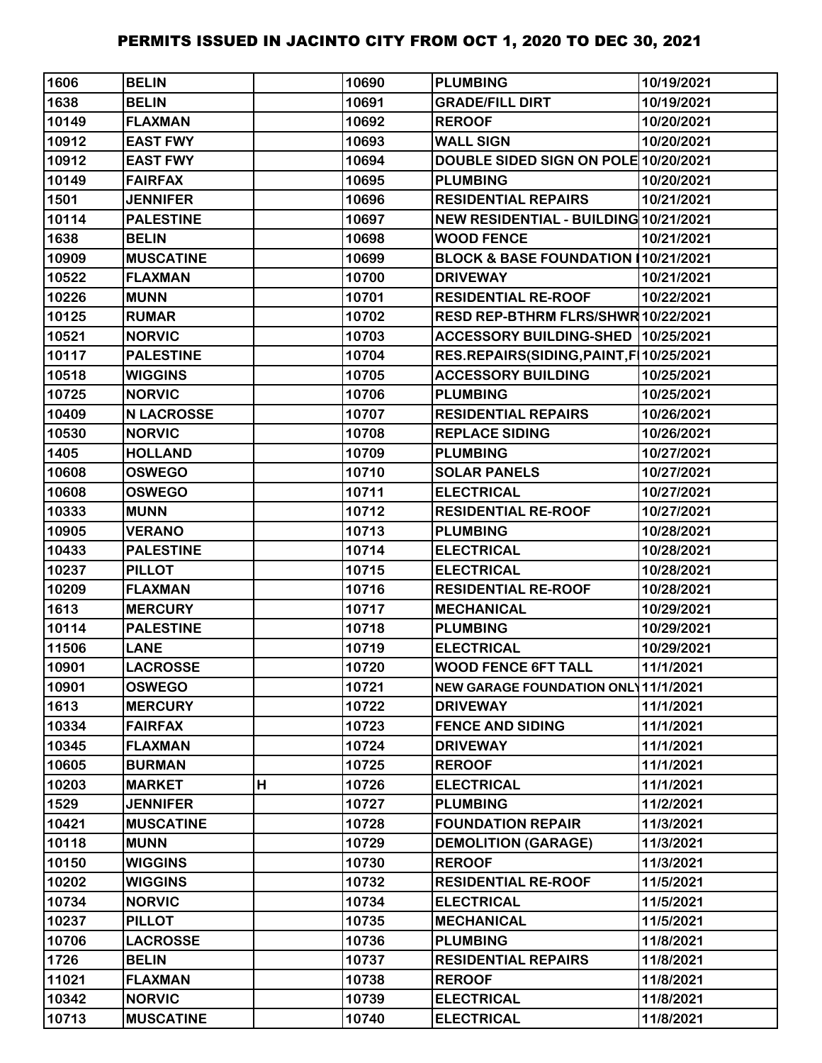# PERMITS ISSUED IN JACINTO CITY FROM OCT 1, 2020 TO DEC 30, 2021

| | | | | | |
|---|---|---|---|---|---|
| 1606 | BELIN | | 10690 | PLUMBING | 10/19/2021 |
| 1638 | BELIN | | 10691 | GRADE/FILL DIRT | 10/19/2021 |
| 10149 | FLAXMAN | | 10692 | REROOF | 10/20/2021 |
| 10912 | EAST FWY | | 10693 | WALL SIGN | 10/20/2021 |
| 10912 | EAST FWY | | 10694 | DOUBLE SIDED SIGN ON POLE | 10/20/2021 |
| 10149 | FAIRFAX | | 10695 | PLUMBING | 10/20/2021 |
| 1501 | JENNIFER | | 10696 | RESIDENTIAL REPAIRS | 10/21/2021 |
| 10114 | PALESTINE | | 10697 | NEW RESIDENTIAL - BUILDING | 10/21/2021 |
| 1638 | BELIN | | 10698 | WOOD FENCE | 10/21/2021 |
| 10909 | MUSCATINE | | 10699 | BLOCK & BASE FOUNDATION I | 10/21/2021 |
| 10522 | FLAXMAN | | 10700 | DRIVEWAY | 10/21/2021 |
| 10226 | MUNN | | 10701 | RESIDENTIAL RE-ROOF | 10/22/2021 |
| 10125 | RUMAR | | 10702 | RESD REP-BTHRM FLRS/SHWR | 10/22/2021 |
| 10521 | NORVIC | | 10703 | ACCESSORY BUILDING-SHED | 10/25/2021 |
| 10117 | PALESTINE | | 10704 | RES.REPAIRS(SIDING,PAINT,F | 10/25/2021 |
| 10518 | WIGGINS | | 10705 | ACCESSORY BUILDING | 10/25/2021 |
| 10725 | NORVIC | | 10706 | PLUMBING | 10/25/2021 |
| 10409 | N LACROSSE | | 10707 | RESIDENTIAL REPAIRS | 10/26/2021 |
| 10530 | NORVIC | | 10708 | REPLACE SIDING | 10/26/2021 |
| 1405 | HOLLAND | | 10709 | PLUMBING | 10/27/2021 |
| 10608 | OSWEGO | | 10710 | SOLAR PANELS | 10/27/2021 |
| 10608 | OSWEGO | | 10711 | ELECTRICAL | 10/27/2021 |
| 10333 | MUNN | | 10712 | RESIDENTIAL RE-ROOF | 10/27/2021 |
| 10905 | VERANO | | 10713 | PLUMBING | 10/28/2021 |
| 10433 | PALESTINE | | 10714 | ELECTRICAL | 10/28/2021 |
| 10237 | PILLOT | | 10715 | ELECTRICAL | 10/28/2021 |
| 10209 | FLAXMAN | | 10716 | RESIDENTIAL RE-ROOF | 10/28/2021 |
| 1613 | MERCURY | | 10717 | MECHANICAL | 10/29/2021 |
| 10114 | PALESTINE | | 10718 | PLUMBING | 10/29/2021 |
| 11506 | LANE | | 10719 | ELECTRICAL | 10/29/2021 |
| 10901 | LACROSSE | | 10720 | WOOD FENCE 6FT TALL | 11/1/2021 |
| 10901 | OSWEGO | | 10721 | NEW GARAGE FOUNDATION ONLY | 11/1/2021 |
| 1613 | MERCURY | | 10722 | DRIVEWAY | 11/1/2021 |
| 10334 | FAIRFAX | | 10723 | FENCE AND SIDING | 11/1/2021 |
| 10345 | FLAXMAN | | 10724 | DRIVEWAY | 11/1/2021 |
| 10605 | BURMAN | | 10725 | REROOF | 11/1/2021 |
| 10203 | MARKET | H | 10726 | ELECTRICAL | 11/1/2021 |
| 1529 | JENNIFER | | 10727 | PLUMBING | 11/2/2021 |
| 10421 | MUSCATINE | | 10728 | FOUNDATION REPAIR | 11/3/2021 |
| 10118 | MUNN | | 10729 | DEMOLITION (GARAGE) | 11/3/2021 |
| 10150 | WIGGINS | | 10730 | REROOF | 11/3/2021 |
| 10202 | WIGGINS | | 10732 | RESIDENTIAL RE-ROOF | 11/5/2021 |
| 10734 | NORVIC | | 10734 | ELECTRICAL | 11/5/2021 |
| 10237 | PILLOT | | 10735 | MECHANICAL | 11/5/2021 |
| 10706 | LACROSSE | | 10736 | PLUMBING | 11/8/2021 |
| 1726 | BELIN | | 10737 | RESIDENTIAL REPAIRS | 11/8/2021 |
| 11021 | FLAXMAN | | 10738 | REROOF | 11/8/2021 |
| 10342 | NORVIC | | 10739 | ELECTRICAL | 11/8/2021 |
| 10713 | MUSCATINE | | 10740 | ELECTRICAL | 11/8/2021 |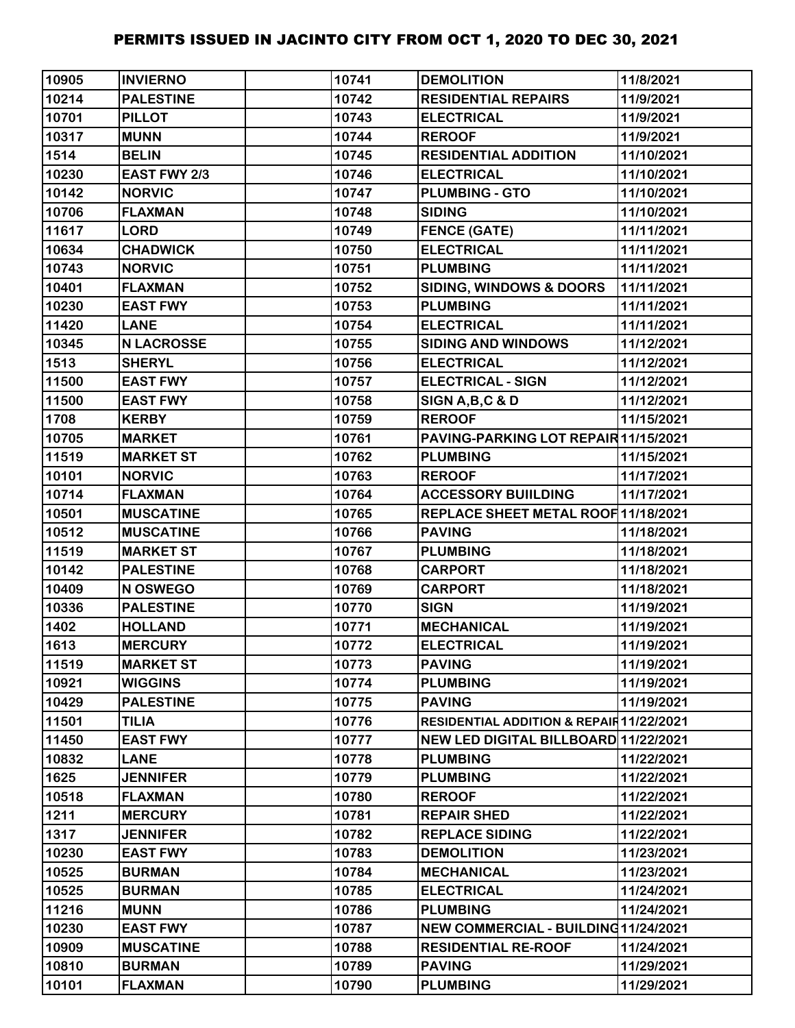# PERMITS ISSUED IN JACINTO CITY FROM OCT 1, 2020 TO DEC 30, 2021

| | | | | | |
|---|---|---|---|---|---|
| 10905 | INVIERNO | | 10741 | DEMOLITION | 11/8/2021 |
| 10214 | PALESTINE | | 10742 | RESIDENTIAL REPAIRS | 11/9/2021 |
| 10701 | PILLOT | | 10743 | ELECTRICAL | 11/9/2021 |
| 10317 | MUNN | | 10744 | REROOF | 11/9/2021 |
| 1514 | BELIN | | 10745 | RESIDENTIAL ADDITION | 11/10/2021 |
| 10230 | EAST FWY 2/3 | | 10746 | ELECTRICAL | 11/10/2021 |
| 10142 | NORVIC | | 10747 | PLUMBING - GTO | 11/10/2021 |
| 10706 | FLAXMAN | | 10748 | SIDING | 11/10/2021 |
| 11617 | LORD | | 10749 | FENCE (GATE) | 11/11/2021 |
| 10634 | CHADWICK | | 10750 | ELECTRICAL | 11/11/2021 |
| 10743 | NORVIC | | 10751 | PLUMBING | 11/11/2021 |
| 10401 | FLAXMAN | | 10752 | SIDING, WINDOWS & DOORS | 11/11/2021 |
| 10230 | EAST FWY | | 10753 | PLUMBING | 11/11/2021 |
| 11420 | LANE | | 10754 | ELECTRICAL | 11/11/2021 |
| 10345 | N LACROSSE | | 10755 | SIDING AND WINDOWS | 11/12/2021 |
| 1513 | SHERYL | | 10756 | ELECTRICAL | 11/12/2021 |
| 11500 | EAST FWY | | 10757 | ELECTRICAL - SIGN | 11/12/2021 |
| 11500 | EAST FWY | | 10758 | SIGN A,B,C & D | 11/12/2021 |
| 1708 | KERBY | | 10759 | REROOF | 11/15/2021 |
| 10705 | MARKET | | 10761 | PAVING-PARKING LOT REPAIR | 11/15/2021 |
| 11519 | MARKET ST | | 10762 | PLUMBING | 11/15/2021 |
| 10101 | NORVIC | | 10763 | REROOF | 11/17/2021 |
| 10714 | FLAXMAN | | 10764 | ACCESSORY BUIILDING | 11/17/2021 |
| 10501 | MUSCATINE | | 10765 | REPLACE SHEET METAL ROOF | 11/18/2021 |
| 10512 | MUSCATINE | | 10766 | PAVING | 11/18/2021 |
| 11519 | MARKET ST | | 10767 | PLUMBING | 11/18/2021 |
| 10142 | PALESTINE | | 10768 | CARPORT | 11/18/2021 |
| 10409 | N OSWEGO | | 10769 | CARPORT | 11/18/2021 |
| 10336 | PALESTINE | | 10770 | SIGN | 11/19/2021 |
| 1402 | HOLLAND | | 10771 | MECHANICAL | 11/19/2021 |
| 1613 | MERCURY | | 10772 | ELECTRICAL | 11/19/2021 |
| 11519 | MARKET ST | | 10773 | PAVING | 11/19/2021 |
| 10921 | WIGGINS | | 10774 | PLUMBING | 11/19/2021 |
| 10429 | PALESTINE | | 10775 | PAVING | 11/19/2021 |
| 11501 | TILIA | | 10776 | RESIDENTIAL ADDITION & REPAIR | 11/22/2021 |
| 11450 | EAST FWY | | 10777 | NEW LED DIGITAL BILLBOARD | 11/22/2021 |
| 10832 | LANE | | 10778 | PLUMBING | 11/22/2021 |
| 1625 | JENNIFER | | 10779 | PLUMBING | 11/22/2021 |
| 10518 | FLAXMAN | | 10780 | REROOF | 11/22/2021 |
| 1211 | MERCURY | | 10781 | REPAIR SHED | 11/22/2021 |
| 1317 | JENNIFER | | 10782 | REPLACE SIDING | 11/22/2021 |
| 10230 | EAST FWY | | 10783 | DEMOLITION | 11/23/2021 |
| 10525 | BURMAN | | 10784 | MECHANICAL | 11/23/2021 |
| 10525 | BURMAN | | 10785 | ELECTRICAL | 11/24/2021 |
| 11216 | MUNN | | 10786 | PLUMBING | 11/24/2021 |
| 10230 | EAST FWY | | 10787 | NEW COMMERCIAL - BUILDING | 11/24/2021 |
| 10909 | MUSCATINE | | 10788 | RESIDENTIAL RE-ROOF | 11/24/2021 |
| 10810 | BURMAN | | 10789 | PAVING | 11/29/2021 |
| 10101 | FLAXMAN | | 10790 | PLUMBING | 11/29/2021 |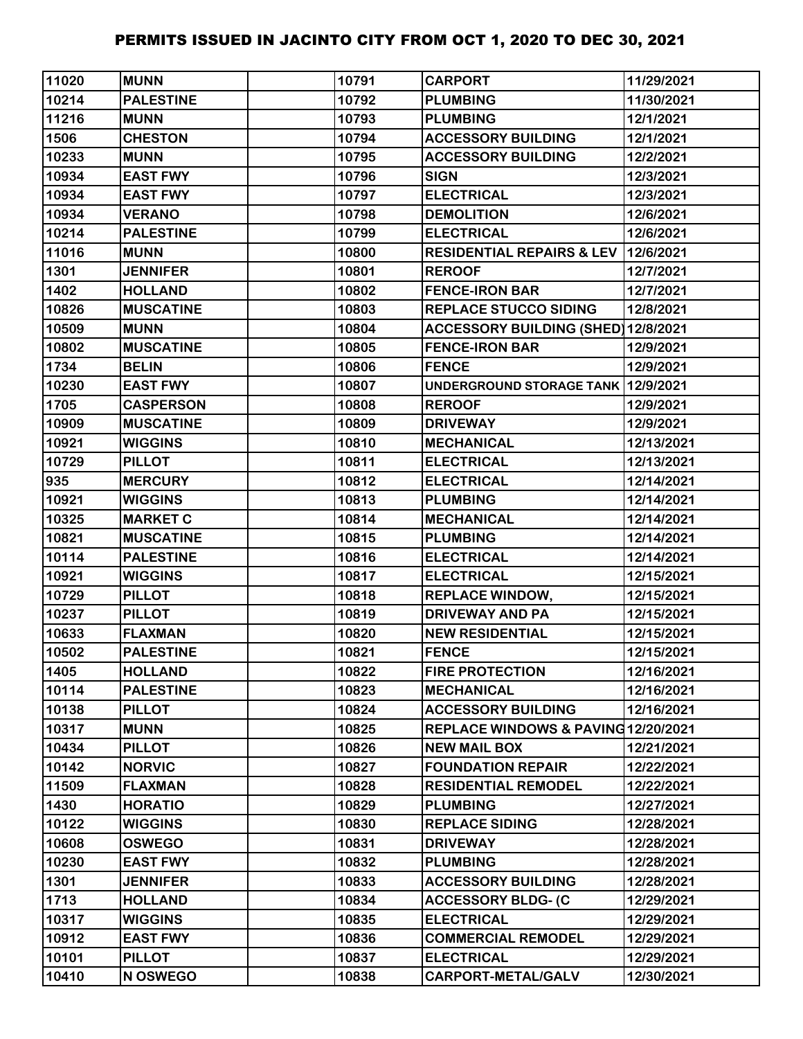# PERMITS ISSUED IN JACINTO CITY FROM OCT 1, 2020 TO DEC 30, 2021

| | | | | | |
|---|---|---|---|---|---|
| 11020 | MUNN | | 10791 | CARPORT | 11/29/2021 |
| 10214 | PALESTINE | | 10792 | PLUMBING | 11/30/2021 |
| 11216 | MUNN | | 10793 | PLUMBING | 12/1/2021 |
| 1506 | CHESTON | | 10794 | ACCESSORY BUILDING | 12/1/2021 |
| 10233 | MUNN | | 10795 | ACCESSORY BUILDING | 12/2/2021 |
| 10934 | EAST FWY | | 10796 | SIGN | 12/3/2021 |
| 10934 | EAST FWY | | 10797 | ELECTRICAL | 12/3/2021 |
| 10934 | VERANO | | 10798 | DEMOLITION | 12/6/2021 |
| 10214 | PALESTINE | | 10799 | ELECTRICAL | 12/6/2021 |
| 11016 | MUNN | | 10800 | RESIDENTIAL REPAIRS & LEV | 12/6/2021 |
| 1301 | JENNIFER | | 10801 | REROOF | 12/7/2021 |
| 1402 | HOLLAND | | 10802 | FENCE-IRON BAR | 12/7/2021 |
| 10826 | MUSCATINE | | 10803 | REPLACE STUCCO SIDING | 12/8/2021 |
| 10509 | MUNN | | 10804 | ACCESSORY BUILDING (SHED) | 12/8/2021 |
| 10802 | MUSCATINE | | 10805 | FENCE-IRON BAR | 12/9/2021 |
| 1734 | BELIN | | 10806 | FENCE | 12/9/2021 |
| 10230 | EAST FWY | | 10807 | UNDERGROUND STORAGE TANK | 12/9/2021 |
| 1705 | CASPERSON | | 10808 | REROOF | 12/9/2021 |
| 10909 | MUSCATINE | | 10809 | DRIVEWAY | 12/9/2021 |
| 10921 | WIGGINS | | 10810 | MECHANICAL | 12/13/2021 |
| 10729 | PILLOT | | 10811 | ELECTRICAL | 12/13/2021 |
| 935 | MERCURY | | 10812 | ELECTRICAL | 12/14/2021 |
| 10921 | WIGGINS | | 10813 | PLUMBING | 12/14/2021 |
| 10325 | MARKET C | | 10814 | MECHANICAL | 12/14/2021 |
| 10821 | MUSCATINE | | 10815 | PLUMBING | 12/14/2021 |
| 10114 | PALESTINE | | 10816 | ELECTRICAL | 12/14/2021 |
| 10921 | WIGGINS | | 10817 | ELECTRICAL | 12/15/2021 |
| 10729 | PILLOT | | 10818 | REPLACE WINDOW, | 12/15/2021 |
| 10237 | PILLOT | | 10819 | DRIVEWAY AND PA | 12/15/2021 |
| 10633 | FLAXMAN | | 10820 | NEW RESIDENTIAL | 12/15/2021 |
| 10502 | PALESTINE | | 10821 | FENCE | 12/15/2021 |
| 1405 | HOLLAND | | 10822 | FIRE PROTECTION | 12/16/2021 |
| 10114 | PALESTINE | | 10823 | MECHANICAL | 12/16/2021 |
| 10138 | PILLOT | | 10824 | ACCESSORY BUILDING | 12/16/2021 |
| 10317 | MUNN | | 10825 | REPLACE WINDOWS & PAVING | 12/20/2021 |
| 10434 | PILLOT | | 10826 | NEW MAIL BOX | 12/21/2021 |
| 10142 | NORVIC | | 10827 | FOUNDATION REPAIR | 12/22/2021 |
| 11509 | FLAXMAN | | 10828 | RESIDENTIAL REMODEL | 12/22/2021 |
| 1430 | HORATIO | | 10829 | PLUMBING | 12/27/2021 |
| 10122 | WIGGINS | | 10830 | REPLACE SIDING | 12/28/2021 |
| 10608 | OSWEGO | | 10831 | DRIVEWAY | 12/28/2021 |
| 10230 | EAST FWY | | 10832 | PLUMBING | 12/28/2021 |
| 1301 | JENNIFER | | 10833 | ACCESSORY BUILDING | 12/28/2021 |
| 1713 | HOLLAND | | 10834 | ACCESSORY BLDG- (C | 12/29/2021 |
| 10317 | WIGGINS | | 10835 | ELECTRICAL | 12/29/2021 |
| 10912 | EAST FWY | | 10836 | COMMERCIAL REMODEL | 12/29/2021 |
| 10101 | PILLOT | | 10837 | ELECTRICAL | 12/29/2021 |
| 10410 | N OSWEGO | | 10838 | CARPORT-METAL/GALV | 12/30/2021 |